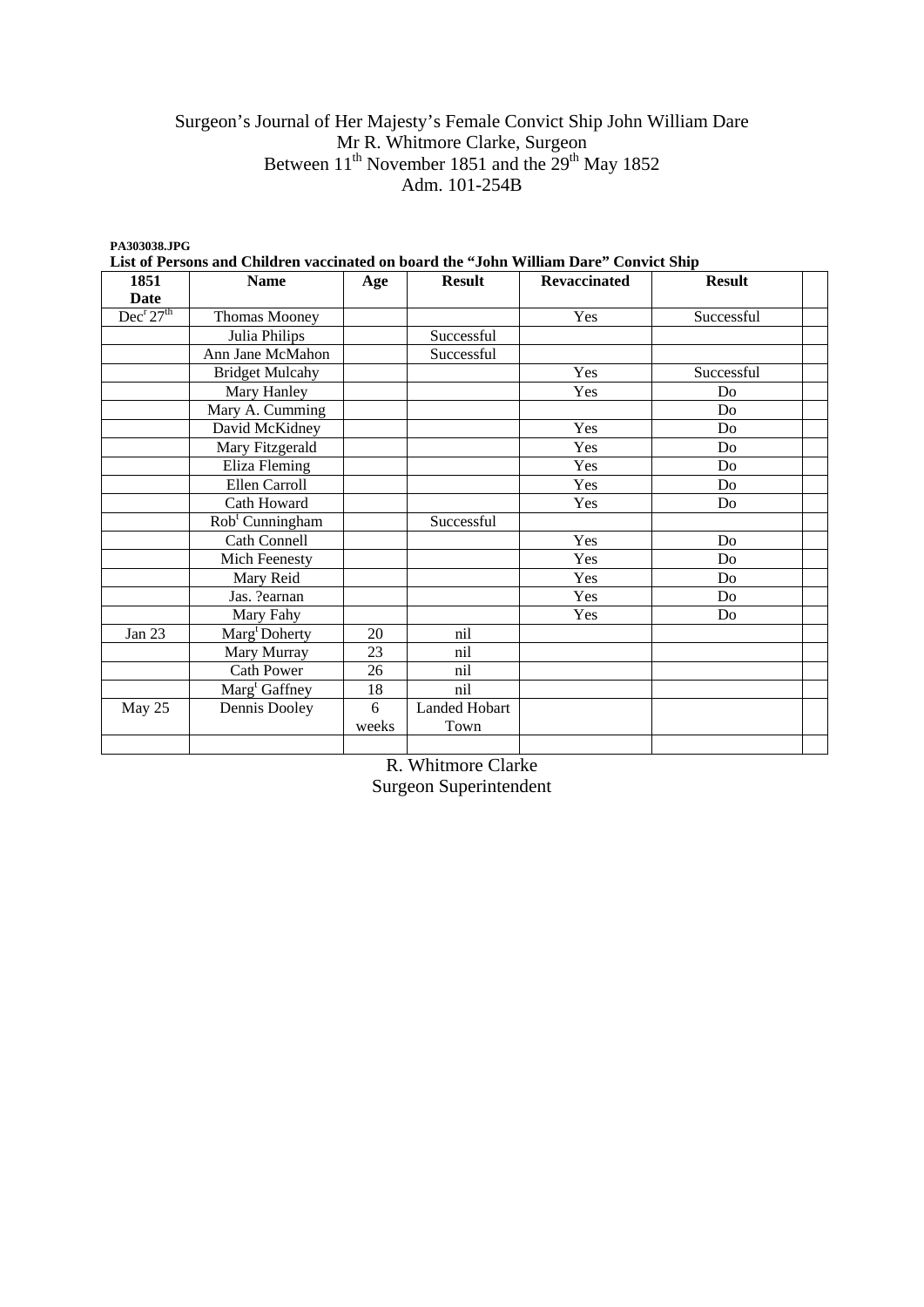Surgeon's Journal of Her Majesty's Female Convict Ship John William Dare
Mr R. Whitmore Clarke, Surgeon
Between 11th November 1851 and the 29th May 1852
Adm. 101-254B

**PA303038.JPG**

**List of Persons and Children vaccinated on board the "John William Dare" Convict Ship**

| 1851 Date | Name | Age | Result | Revaccinated | Result | |
|---|---|---|---|---|---|---|
| Decr 27th | Thomas Mooney | | | Yes | Successful | |
| | Julia Philips | | Successful | | | |
| | Ann Jane McMahon | | Successful | | | |
| | Bridget Mulcahy | | | Yes | Successful | |
| | Mary Hanley | | | Yes | Do | |
| | Mary A. Cumming | | | | Do | |
| | David McKidney | | | Yes | Do | |
| | Mary Fitzgerald | | | Yes | Do | |
| | Eliza Fleming | | | Yes | Do | |
| | Ellen Carroll | | | Yes | Do | |
| | Cath Howard | | | Yes | Do | |
| | Robt Cunningham | | Successful | | | |
| | Cath Connell | | | Yes | Do | |
| | Mich Feenesty | | | Yes | Do | |
| | Mary Reid | | | Yes | Do | |
| | Jas. ?earnan | | | Yes | Do | |
| | Mary Fahy | | | Yes | Do | |
| Jan 23 | Margt Doherty | 20 | nil | | | |
| | Mary Murray | 23 | nil | | | |
| | Cath Power | 26 | nil | | | |
| | Margt Gaffney | 18 | nil | | | |
| May 25 | Dennis Dooley | 6 weeks | Landed Hobart Town | | | |
| | | | | | | |

R. Whitmore Clarke
Surgeon Superintendent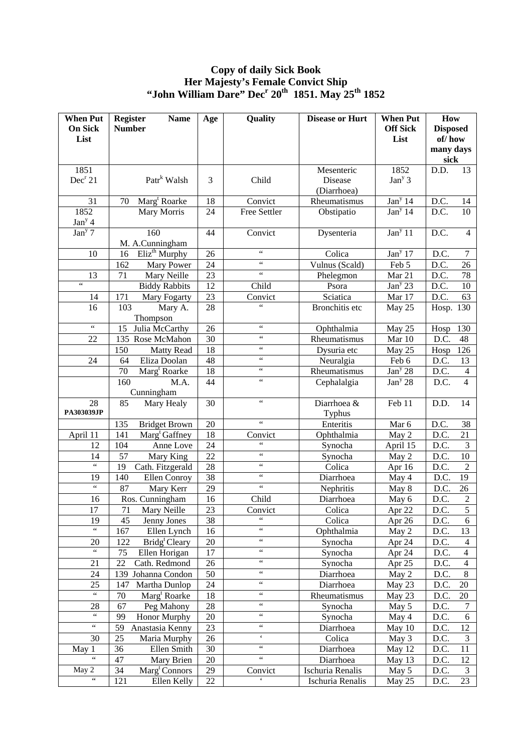# Copy of daily Sick Book
# Her Majesty's Female Convict Ship
# "John William Dare" Dec$^{r}$ 20$^{th}$ 1851. May 25$^{th}$ 1852

| When Put On Sick List | Register Number | Name | Age | Quality | Disease or Hurt | When Put Off Sick List | How Disposed of/ how many days sick |
|---|---|---|---|---|---|---|---|
| 1851 Dec$^{r}$ 21 | | Patr$^{k}$ Walsh | 3 | Child | Mesenteric Disease (Diarrhoea) | 1852 Jan$^{y}$ 3 | D.D. 13 |
| 31 | 70 | Marg$^{t}$ Roarke | 18 | Convict | Rheumatismus | Jan$^{y}$ 14 | D.C. 14 |
| 1852 Jan$^{y}$ 4 | | Mary Morris | 24 | Free Settler | Obstipatio | Jan$^{y}$ 14 | D.C. 10 |
| Jan$^{y}$ 7 | 160 | M. A.Cunningham | 44 | Convict | Dysenteria | Jan$^{y}$ 11 | D.C. 4 |
| 10 | 16 | Eliz$^{th}$ Murphy | 26 | " | Colica | Jan$^{y}$ 17 | D.C. 7 |
| | 162 | Mary Power | 24 | " | Vulnus (Scald) | Feb 5 | D.C. 26 |
| 13 | 71 | Mary Neille | 23 | " | Phelegmon | Mar 21 | D.C. 78 |
| " | | Biddy Rabbits | 12 | Child | Psora | Jan$^{y}$ 23 | D.C. 10 |
| 14 | 171 | Mary Fogarty | 23 | Convict | Sciatica | Mar 17 | D.C. 63 |
| 16 | 103 | Mary A. Thompson | 28 | " | Bronchitis etc | May 25 | Hosp. 130 |
| " | 15 | Julia McCarthy | 26 | " | Ophthalmia | May 25 | Hosp 130 |
| 22 | 135 | Rose McMahon | 30 | " | Rheumatismus | Mar 10 | D.C. 48 |
| | 150 | Matty Read | 18 | " | Dysuria etc | May 25 | Hosp 126 |
| 24 | 64 | Eliza Doolan | 48 | " | Neuralgia | Feb 6 | D.C. 13 |
| | 70 | Marg$^{t}$ Roarke | 18 | " | Rheumatismus | Jan$^{y}$ 28 | D.C. 4 |
| | 160 | M.A. Cunningham | 44 | " | Cephalalgia | Jan$^{y}$ 28 | D.C. 4 |
| 28 PA303039JP | 85 | Mary Healy | 30 | " | Diarrhoea & Typhus | Feb 11 | D.D. 14 |
| | 135 | Bridget Brown | 20 | " | Enteritis | Mar 6 | D.C. 38 |
| April 11 | 141 | Marg$^{t}$ Gaffney | 18 | Convict | Ophthalmia | May 2 | D.C. 21 |
| 12 | 104 | Anne Love | 24 | " | Synocha | April 15 | D.C. 3 |
| 14 | 57 | Mary King | 22 | " | Synocha | May 2 | D.C. 10 |
| " | 19 | Cath. Fitzgerald | 28 | " | Colica | Apr 16 | D.C. 2 |
| 19 | 140 | Ellen Conroy | 38 | " | Diarrhoea | May 4 | D.C. 19 |
| " | 87 | Mary Kerr | 29 | " | Nephritis | May 8 | D.C. 26 |
| 16 | | Ros. Cunningham | 16 | Child | Diarrhoea | May 6 | D.C. 2 |
| 17 | 71 | Mary Neille | 23 | Convict | Colica | Apr 22 | D.C. 5 |
| 19 | 45 | Jenny Jones | 38 | " | Colica | Apr 26 | D.C. 6 |
| " | 167 | Ellen Lynch | 16 | " | Ophthalmia | May 2 | D.C. 13 |
| 20 | 122 | Bridg$^{t}$ Cleary | 20 | " | Synocha | Apr 24 | D.C. 4 |
| " | 75 | Ellen Horigan | 17 | " | Synocha | Apr 24 | D.C. 4 |
| 21 | 22 | Cath. Redmond | 26 | " | Synocha | Apr 25 | D.C. 4 |
| 24 | 139 | Johanna Condon | 50 | " | Diarrhoea | May 2 | D.C. 8 |
| 25 | 147 | Martha Dunlop | 24 | " | Diarrhoea | May 23 | D.C. 20 |
| " | 70 | Marg$^{t}$ Roarke | 18 | " | Rheumatismus | May 23 | D.C. 20 |
| 28 | 67 | Peg Mahony | 28 | " | Synocha | May 5 | D.C. 7 |
| " | 99 | Honor Murphy | 20 | " | Synocha | May 4 | D.C. 6 |
| " | 59 | Anastasia Kenny | 23 | " | Diarrhoea | May 10 | D.C. 12 |
| 30 | 25 | Maria Murphy | 26 | ' | Colica | May 3 | D.C. 3 |
| May 1 | 36 | Ellen Smith | 30 | " | Diarrhoea | May 12 | D.C. 11 |
| " | 47 | Mary Brien | 20 | " | Diarrhoea | May 13 | D.C. 12 |
| May 2 | 34 | Marg$^{t}$ Connors | 29 | Convict | Ischuria Renalis | May 5 | D.C. 3 |
| " | 121 | Ellen Kelly | 22 | ' | Ischuria Renalis | May 25 | D.C. 23 |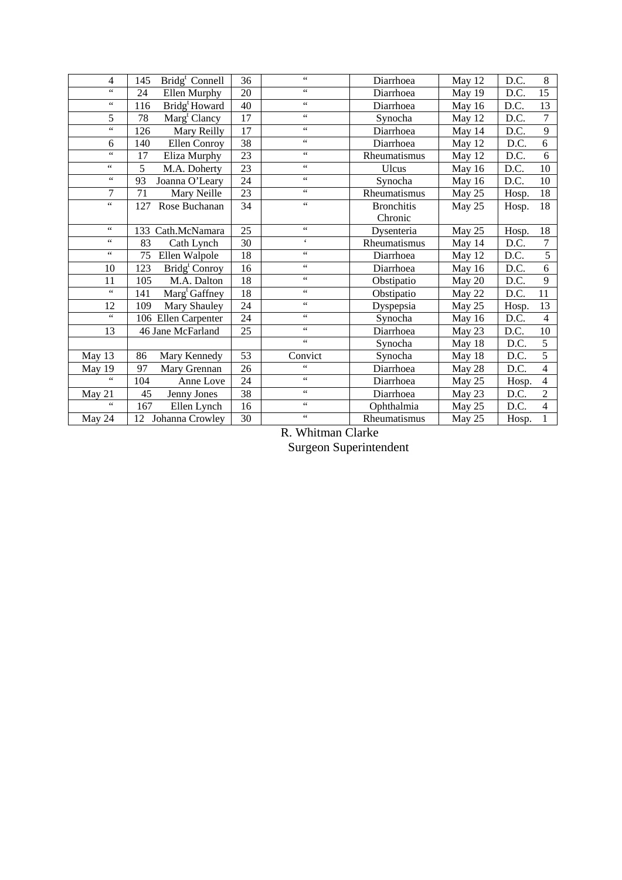| | | | | | | |
|---|---|---|---|---|---|---|
| 4 | 145 Bridg[t] Connell | 36 | “ | Diarrhoea | May 12 | D.C. 8 |
| “ | 24 Ellen Murphy | 20 | “ | Diarrhoea | May 19 | D.C. 15 |
| “ | 116 Bridg[t] Howard | 40 | “ | Diarrhoea | May 16 | D.C. 13 |
| 5 | 78 Marg[t] Clancy | 17 | “ | Synocha | May 12 | D.C. 7 |
| “ | 126 Mary Reilly | 17 | “ | Diarrhoea | May 14 | D.C. 9 |
| 6 | 140 Ellen Conroy | 38 | “ | Diarrhoea | May 12 | D.C. 6 |
| “ | 17 Eliza Murphy | 23 | “ | Rheumatismus | May 12 | D.C. 6 |
| “ | 5 M.A. Doherty | 23 | “ | Ulcus | May 16 | D.C. 10 |
| “ | 93 Joanna O’Leary | 24 | “ | Synocha | May 16 | D.C. 10 |
| 7 | 71 Mary Neille | 23 | “ | Rheumatismus | May 25 | Hosp. 18 |
| “ | 127 Rose Buchanan | 34 | “ | Bronchitis Chronic | May 25 | Hosp. 18 |
| “ | 133 Cath.McNamara | 25 | “ | Dysenteria | May 25 | Hosp. 18 |
| “ | 83 Cath Lynch | 30 | ‘ | Rheumatismus | May 14 | D.C. 7 |
| “ | 75 Ellen Walpole | 18 | “ | Diarrhoea | May 12 | D.C. 5 |
| 10 | 123 Bridg[t] Conroy | 16 | “ | Diarrhoea | May 16 | D.C. 6 |
| 11 | 105 M.A. Dalton | 18 | “ | Obstipatio | May 20 | D.C. 9 |
| “ | 141 Marg[t] Gaffney | 18 | “ | Obstipatio | May 22 | D.C. 11 |
| 12 | 109 Mary Shauley | 24 | “ | Dyspepsia | May 25 | Hosp. 13 |
| “ | 106 Ellen Carpenter | 24 | “ | Synocha | May 16 | D.C. 4 |
| 13 | 46 Jane McFarland | 25 | “ | Diarrhoea | May 23 | D.C. 10 |
| | | | “ | Synocha | May 18 | D.C. 5 |
| May 13 | 86 Mary Kennedy | 53 | Convict | Synocha | May 18 | D.C. 5 |
| May 19 | 97 Mary Grennan | 26 | “ | Diarrhoea | May 28 | D.C. 4 |
| “ | 104 Anne Love | 24 | “ | Diarrhoea | May 25 | Hosp. 4 |
| May 21 | 45 Jenny Jones | 38 | “ | Diarrhoea | May 23 | D.C. 2 |
| “ | 167 Ellen Lynch | 16 | “ | Ophthalmia | May 25 | D.C. 4 |
| May 24 | 12 Johanna Crowley | 30 | “ | Rheumatismus | May 25 | Hosp. 1 |

R. Whitman Clarke
Surgeon Superintendent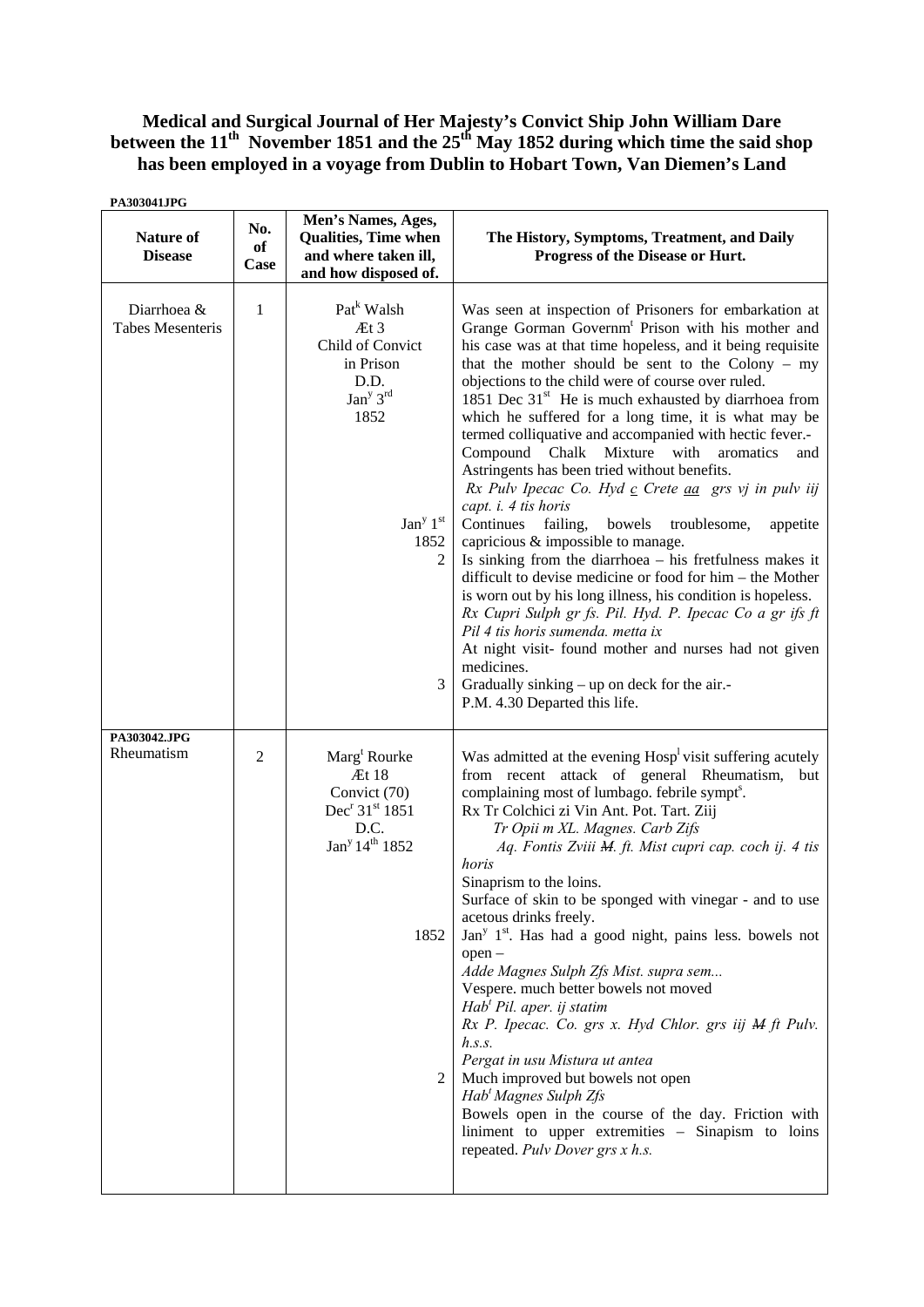# Medical and Surgical Journal of Her Majesty's Convict Ship John William Dare between the 11th November 1851 and the 25th May 1852 during which time the said shop has been employed in a voyage from Dublin to Hobart Town, Van Diemen's Land

**PA303041JPG**

| Nature of Disease | No. of Case | Men's Names, Ages, Qualities, Time when and where taken ill, and how disposed of. | The History, Symptoms, Treatment, and Daily Progress of the Disease or Hurt. |
|---|---|---|---|
| Diarrhoea & Tabes Mesenteris | 1 | Pat[k] Walsh<br>Æt 3<br>Child of Convict<br>in Prison<br>D.D.<br>Jan[y] 3[rd]<br>1852 | Was seen at inspection of Prisoners for embarkation at Grange Gorman Governm[t] Prison with his mother and his case was at that time hopeless, and it being requisite that the mother should be sent to the Colony – my objections to the child were of course over ruled.<br>1851 Dec 31[st] He is much exhausted by diarrhoea from which he suffered for a long time, it is what may be termed colliquative and accompanied with hectic fever.-<br>Compound Chalk Mixture with aromatics and Astringents has been tried without benefits.<br>*Rx Pulv Ipecac Co. Hyd c Crete aa grs vj in pulv iij capt. i. 4 tis horis* |
| | | Jan[y] 1[st] 1852 | Continues failing, bowels troublesome, appetite capricious & impossible to manage. |
| | | 2 | Is sinking from the diarrhoea – his fretfulness makes it difficult to devise medicine or food for him – the Mother is worn out by his long illness, his condition is hopeless.<br>*Rx Cupri Sulph gr fs. Pil. Hyd. P. Ipecac Co a gr ifs ft Pil 4 tis horis sumenda. metta ix*<br>At night visit- found mother and nurses had not given medicines. |
| | | 3 | Gradually sinking – up on deck for the air.-<br>P.M. 4.30 Departed this life. |

**PA303042.JPG**

| Nature of Disease | No. of Case | Men's Names, Ages, Qualities, Time when and where taken ill, and how disposed of. | The History, Symptoms, Treatment, and Daily Progress of the Disease or Hurt. |
|---|---|---|---|
| Rheumatism | 2 | Marg[t] Rourke<br>Æt 18<br>Convict (70)<br>Dec[r] 31[st] 1851<br>D.C.<br>Jan[y] 14[th] 1852 | Was admitted at the evening Hosp[l] visit suffering acutely from recent attack of general Rheumatism, but complaining most of lumbago. febrile sympt[s].<br>Rx Tr Colchici zi Vin Ant. Pot. Tart. Ziij<br>*Tr Opii m XL. Magnes. Carb Zifs*<br>*Aq. Fontis Zviii M. ft. Mist cupri cap. coch ij. 4 tis horis*<br>Sinaprism to the loins.<br>Surface of skin to be sponged with vinegar - and to use acetous drinks freely. |
| | | 1852 | Jan[y] 1[st]. Has had a good night, pains less. bowels not open –<br>*Adde Magnes Sulph Zfs Mist. supra sem...*<br>Vespere. much better bowels not moved<br>*Hab[t] Pil. aper. ij statim*<br>*Rx P. Ipecac. Co. grs x. Hyd Chlor. grs iij M ft Pulv. h.s.s.*<br>*Pergat in usu Mistura ut antea* |
| | | 2 | Much improved but bowels not open<br>*Hab[t] Magnes Sulph Zfs*<br>Bowels open in the course of the day. Friction with liniment to upper extremities – Sinapism to loins repeated. *Pulv Dover grs x h.s.* |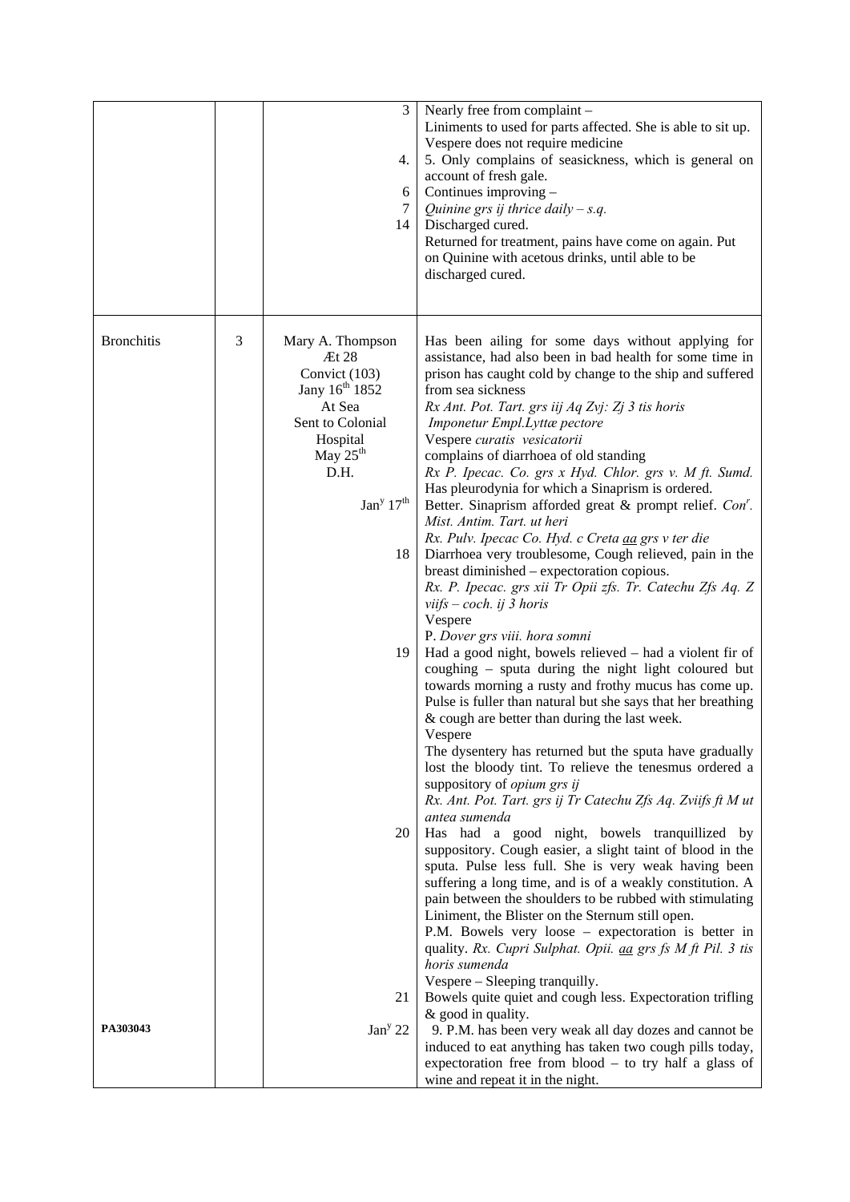| | | | |
|---|---|---|---|
| | | 3 | Nearly free from complaint – Liniments to used for parts affected. She is able to sit up. Vespere does not require medicine |
| | | 4. | 5. Only complains of seasickness, which is general on account of fresh gale. |
| | | 6 | Continues improving – |
| | | 7 | *Quinine grs ij thrice daily – s.q.* |
| | | 14 | Discharged cured. Returned for treatment, pains have come on again. Put on Quinine with acetous drinks, until able to be discharged cured. |
| Bronchitis | 3 | Mary A. Thompson Æt 28 Convict (103) Jany 16th 1852 At Sea Sent to Colonial Hospital May 25th D.H. | Has been ailing for some days without applying for assistance, had also been in bad health for some time in prison has caught cold by change to the ship and suffered from sea sickness *Rx Ant. Pot. Tart. grs iij Aq Zvj: Zj 3 tis horis* *Imponetur Empl.Lyttæ pectore* Vespere *curatis vesicatorii* complains of diarrhoea of old standing *Rx P. Ipecac. Co. grs x Hyd. Chlor. grs v. M ft. Sumd.* Has pleurodynia for which a Sinaprism is ordered. |
| | | Jany 17th | Better. Sinaprism afforded great & prompt relief. *Conr. Mist. Antim. Tart. ut heri* *Rx. Pulv. Ipecac Co. Hyd. c Creta aa grs v ter die* |
| | | 18 | Diarrhoea very troublesome, Cough relieved, pain in the breast diminished – expectoration copious. *Rx. P. Ipecac. grs xii Tr Opii zfs. Tr. Catechu Zfs Aq. Z viifs – coch. ij 3 horis* Vespere P. *Dover grs viii. hora somni* |
| | | 19 | Had a good night, bowels relieved – had a violent fir of coughing – sputa during the night light coloured but towards morning a rusty and frothy mucus has come up. Pulse is fuller than natural but she says that her breathing & cough are better than during the last week. Vespere The dysentery has returned but the sputa have gradually lost the bloody tint. To relieve the tenesmus ordered a suppository of *opium grs ij* *Rx. Ant. Pot. Tart. grs ij Tr Catechu Zfs Aq. Zviifs ft M ut antea sumenda* |
| | | 20 | Has had a good night, bowels tranquillized by suppository. Cough easier, a slight taint of blood in the sputa. Pulse less full. She is very weak having been suffering a long time, and is of a weakly constitution. A pain between the shoulders to be rubbed with stimulating Liniment, the Blister on the Sternum still open. P.M. Bowels very loose – expectoration is better in quality. *Rx. Cupri Sulphat. Opii. aa grs fs M ft Pil. 3 tis horis sumenda* Vespere – Sleeping tranquilly. |
| | | 21 | Bowels quite quiet and cough less. Expectoration trifling & good in quality. |
| PA303043 | | Jany 22 | 9. P.M. has been very weak all day dozes and cannot be induced to eat anything has taken two cough pills today, expectoration free from blood – to try half a glass of wine and repeat it in the night. |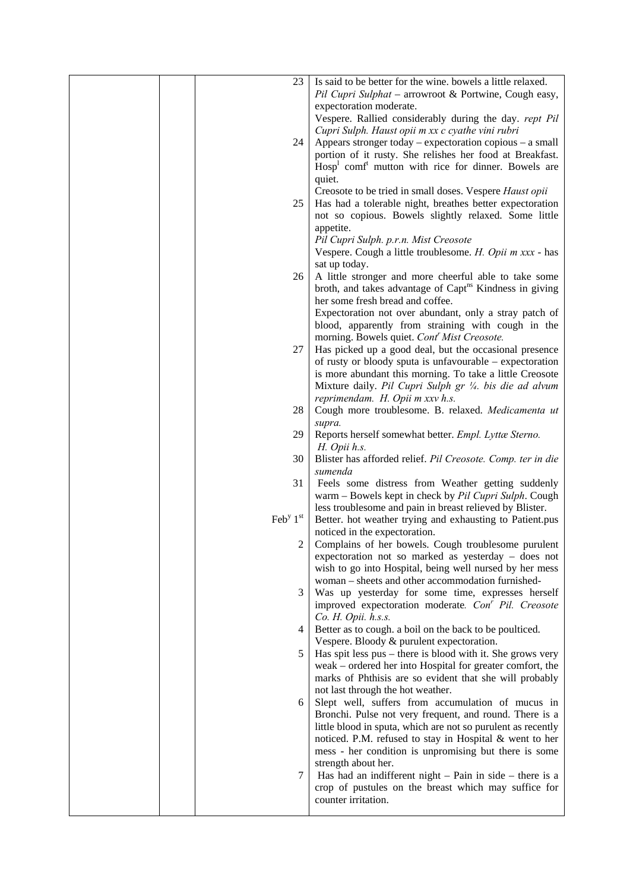|  |  | Date | Notes |
|---|---|---|---|
|  |  | 23 | Is said to be better for the wine. bowels a little relaxed. *Pil Cupri Sulphat* – arrowroot & Portwine, Cough easy, expectoration moderate. Vespere. Rallied considerably during the day. *rept Pil Cupri Sulph. Haust opii m xx c cyathe vini rubri* |
|  |  | 24 | Appears stronger today – expectoration copious – a small portion of it rusty. She relishes her food at Breakfast. Hosp[l] comf[t] mutton with rice for dinner. Bowels are quiet. Creosote to be tried in small doses. Vespere *Haust opii* |
|  |  | 25 | Has had a tolerable night, breathes better expectoration not so copious. Bowels slightly relaxed. Some little appetite. *Pil Cupri Sulph. p.r.n. Mist Creosote* Vespere. Cough a little troublesome. *H. Opii m xxx* - has sat up today. |
|  |  | 26 | A little stronger and more cheerful able to take some broth, and takes advantage of Capt[ns] Kindness in giving her some fresh bread and coffee. Expectoration not over abundant, only a stray patch of blood, apparently from straining with cough in the morning. Bowels quiet. *Cont[r] Mist Creosote.* |
|  |  | 27 | Has picked up a good deal, but the occasional presence of rusty or bloody sputa is unfavourable – expectoration is more abundant this morning. To take a little Creosote Mixture daily. *Pil Cupri Sulph gr ¼. bis die ad alvum reprimendam. H. Opii m xxv h.s.* |
|  |  | 28 | Cough more troublesome. B. relaxed. *Medicamenta ut supra.* |
|  |  | 29 | Reports herself somewhat better. *Empl. Lyttæ Sterno. H. Opii h.s.* |
|  |  | 30 | Blister has afforded relief. *Pil Creosote. Comp. ter in die sumenda* |
|  |  | 31 | Feels some distress from Weather getting suddenly warm – Bowels kept in check by *Pil Cupri Sulph*. Cough less troublesome and pain in breast relieved by Blister. |
|  |  | Feb[y] 1[st] | Better. hot weather trying and exhausting to Patient.pus noticed in the expectoration. |
|  |  | 2 | Complains of her bowels. Cough troublesome purulent expectoration not so marked as yesterday – does not wish to go into Hospital, being well nursed by her mess woman – sheets and other accommodation furnished- |
|  |  | 3 | Was up yesterday for some time, expresses herself improved expectoration moderate*. Con[r] Pil. Creosote Co. H. Opii. h.s.s.* |
|  |  | 4 | Better as to cough. a boil on the back to be poulticed. Vespere. Bloody & purulent expectoration. |
|  |  | 5 | Has spit less pus – there is blood with it. She grows very weak – ordered her into Hospital for greater comfort, the marks of Phthisis are so evident that she will probably not last through the hot weather. |
|  |  | 6 | Slept well, suffers from accumulation of mucus in Bronchi. Pulse not very frequent, and round. There is a little blood in sputa, which are not so purulent as recently noticed. P.M. refused to stay in Hospital & went to her mess - her condition is unpromising but there is some strength about her. |
|  |  | 7 | Has had an indifferent night – Pain in side – there is a crop of pustules on the breast which may suffice for counter irritation. |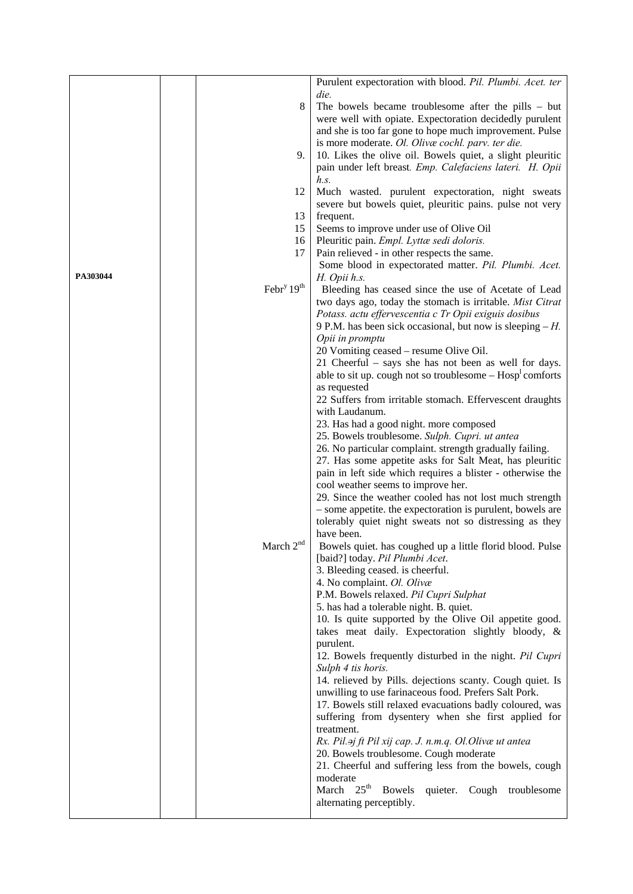| | | | |
|---|---|---|---|
| PA303044 | | | Purulent expectoration with blood. *Pil. Plumbi. Acet. ter die.* |
| | | 8 | The bowels became troublesome after the pills – but were well with opiate. Expectoration decidedly purulent and she is too far gone to hope much improvement. Pulse is more moderate. *Ol. Olivæ cochl. parv. ter die.* |
| | | 9. | 10. Likes the olive oil. Bowels quiet, a slight pleuritic pain under left breast. *Emp. Calefaciens lateri. H. Opii h.s.* |
| | | 12 | Much wasted. purulent expectoration, night sweats severe but bowels quiet, pleuritic pains. pulse not very |
| | | 13 | frequent. |
| | | 15 | Seems to improve under use of Olive Oil |
| | | 16 | Pleuritic pain. *Empl. Lyttæ sedi doloris.* |
| | | 17 | Pain relieved - in other respects the same. Some blood in expectorated matter. *Pil. Plumbi. Acet. H. Opii h.s.* |
| | | Febr[y] 19[th] | Bleeding has ceased since the use of Acetate of Lead two days ago, today the stomach is irritable. *Mist Citrat Potass. actu effervescentia c Tr Opii exiguis dosibus*<br>9 P.M. has been sick occasional, but now is sleeping – *H. Opii in promptu*<br>20 Vomiting ceased – resume Olive Oil.<br>21 Cheerful – says she has not been as well for days. able to sit up. cough not so troublesome – Hosp[l] comforts as requested<br>22 Suffers from irritable stomach. Effervescent draughts with Laudanum.<br>23. Has had a good night. more composed<br>25. Bowels troublesome. *Sulph. Cupri. ut antea*<br>26. No particular complaint. strength gradually failing.<br>27. Has some appetite asks for Salt Meat, has pleuritic pain in left side which requires a blister - otherwise the cool weather seems to improve her.<br>29. Since the weather cooled has not lost much strength – some appetite. the expectoration is purulent, bowels are tolerably quiet night sweats not so distressing as they have been. |
| | | March 2[nd] | Bowels quiet. has coughed up a little florid blood. Pulse [baid?] today. *Pil Plumbi Acet*.<br>3. Bleeding ceased. is cheerful.<br>4. No complaint. *Ol. Olivæ*<br>P.M. Bowels relaxed. *Pil Cupri Sulphat*<br>5. has had a tolerable night. B. quiet.<br>10. Is quite supported by the Olive Oil appetite good. takes meat daily. Expectoration slightly bloody, & purulent.<br>12. Bowels frequently disturbed in the night. *Pil Cupri Sulph 4 tis horis.*<br>14. relieved by Pills. dejections scanty. Cough quiet. Is unwilling to use farinaceous food. Prefers Salt Pork.<br>17. Bowels still relaxed evacuations badly coloured, was suffering from dysentery when she first applied for treatment.<br>*Rx. Pil.϶j ft Pil xij cap. J. n.m.q. Ol.Olivæ ut antea*<br>20. Bowels troublesome. Cough moderate<br>21. Cheerful and suffering less from the bowels, cough moderate<br>March 25[th] Bowels quieter. Cough troublesome alternating perceptibly. |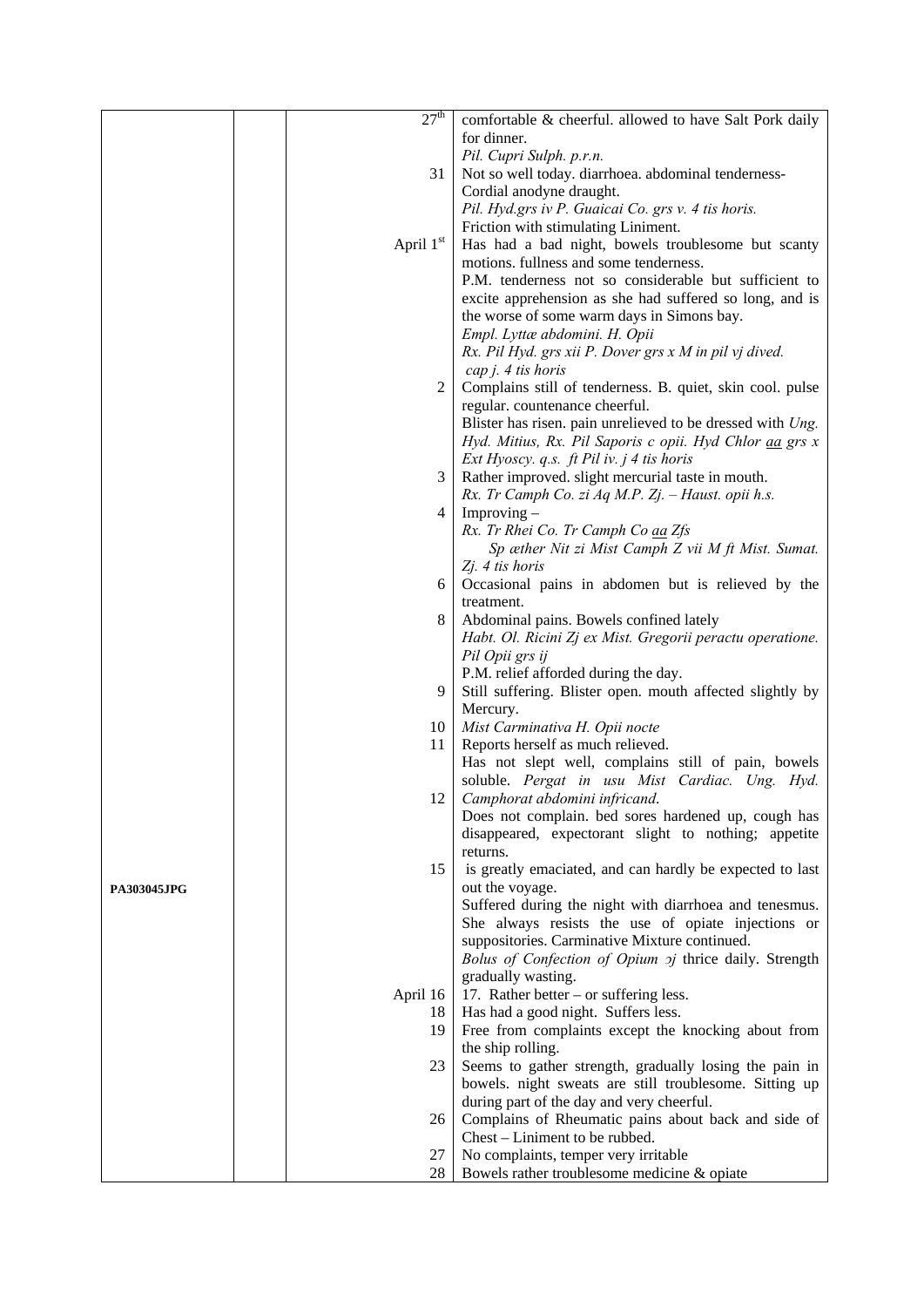| | | | |
|---|---|---|---|
| | | 27[th] | comfortable & cheerful. allowed to have Salt Pork daily for dinner. *Pil. Cupri Sulph. p.r.n.* |
| | | 31 | Not so well today. diarrhoea. abdominal tenderness- Cordial anodyne draught. *Pil. Hyd.grs iv P. Guaicai Co. grs v. 4 tis horis.* Friction with stimulating Liniment. |
| | | April 1[st] | Has had a bad night, bowels troublesome but scanty motions. fullness and some tenderness. P.M. tenderness not so considerable but sufficient to excite apprehension as she had suffered so long, and is the worse of some warm days in Simons bay. *Empl. Lyttæ abdomini. H. Opii* *Rx. Pil Hyd. grs xii P. Dover grs x M in pil vj dived. cap j. 4 tis horis* |
| | | 2 | Complains still of tenderness. B. quiet, skin cool. pulse regular. countenance cheerful. Blister has risen. pain unrelieved to be dressed with *Ung. Hyd. Mitius, Rx. Pil Saporis c opii. Hyd Chlor* <u>*aa*</u> *grs x Ext Hyoscy. q.s. ft Pil iv. j 4 tis horis* |
| | | 3 | Rather improved. slight mercurial taste in mouth. *Rx. Tr Camph Co. zi Aq M.P. Zj. – Haust. opii h.s.* |
| | | 4 | Improving – *Rx. Tr Rhei Co. Tr Camph Co* <u>*aa*</u> *Zfs Sp æther Nit zi Mist Camph Z vii M ft Mist. Sumat. Zj. 4 tis horis* |
| | | 6 | Occasional pains in abdomen but is relieved by the treatment. |
| | | 8 | Abdominal pains. Bowels confined lately *Habt. Ol. Ricini Zj ex Mist. Gregorii peractu operatione. Pil Opii grs ij* P.M. relief afforded during the day. |
| | | 9 | Still suffering. Blister open. mouth affected slightly by Mercury. |
| | | 10 | *Mist Carminativa H. Opii nocte* |
| | | 11 | Reports herself as much relieved. Has not slept well, complains still of pain, bowels soluble. *Pergat in usu Mist Cardiac. Ung. Hyd.* |
| | | 12 | *Camphorat abdomini infricand*. Does not complain. bed sores hardened up, cough has disappeared, expectorant slight to nothing; appetite returns. |
| PA303045JPG | | 15 | is greatly emaciated, and can hardly be expected to last out the voyage. Suffered during the night with diarrhoea and tenesmus. She always resists the use of opiate injections or suppositories. Carminative Mixture continued. *Bolus of Confection of Opium ℈j thrice daily.* Strength gradually wasting. |
| | | April 16 | 17. Rather better – or suffering less. |
| | | 18 | Has had a good night. Suffers less. |
| | | 19 | Free from complaints except the knocking about from the ship rolling. |
| | | 23 | Seems to gather strength, gradually losing the pain in bowels. night sweats are still troublesome. Sitting up during part of the day and very cheerful. |
| | | 26 | Complains of Rheumatic pains about back and side of Chest – Liniment to be rubbed. |
| | | 27 | No complaints, temper very irritable |
| | | 28 | Bowels rather troublesome medicine & opiate |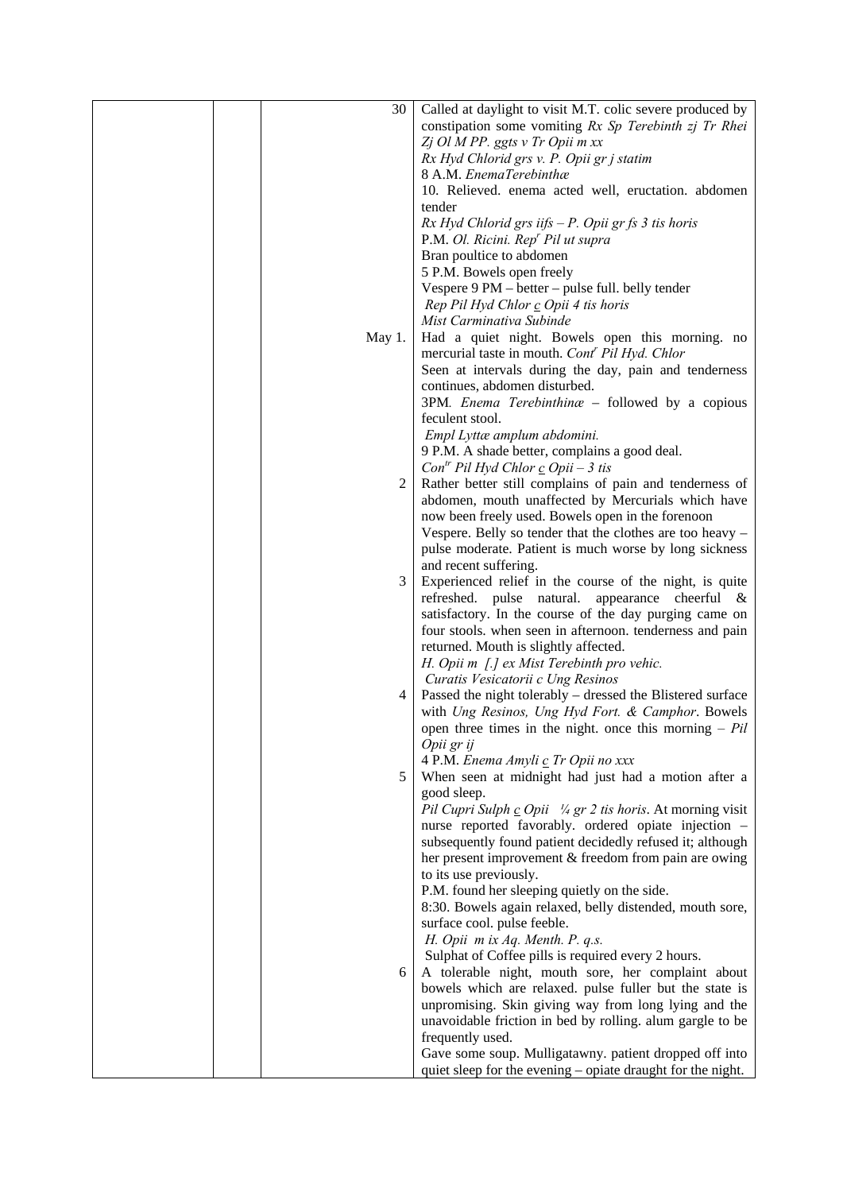| | | | |
|---|---|---|---|
| | | 30 | Called at daylight to visit M.T. colic severe produced by constipation some vomiting *Rx Sp Terebinth zj Tr Rhei Zj Ol M PP. ggts v Tr Opii m xx*<br>*Rx Hyd Chlorid grs v. P. Opii gr j statim*<br>8 A.M. *EnemaTerebinthæ*<br>10. Relieved. enema acted well, eructation. abdomen tender<br>*Rx Hyd Chlorid grs iifs – P. Opii gr fs 3 tis horis*<br>P.M. *Ol. Ricini. Rep$^{r}$ Pil ut supra*<br>Bran poultice to abdomen<br>5 P.M. Bowels open freely<br>Vespere 9 PM – better – pulse full. belly tender<br>*Rep Pil Hyd Chlor c̲ Opii 4 tis horis*<br>*Mist Carminativa Subinde* |
| | | May 1. | Had a quiet night. Bowels open this morning. no mercurial taste in mouth. *Cont$^{r}$ Pil Hyd. Chlor*<br>Seen at intervals during the day, pain and tenderness continues, abdomen disturbed.<br>3PM. *Enema Terebinthinæ* – followed by a copious feculent stool.<br>*Empl Lyttæ amplum abdomini.*<br>9 P.M. A shade better, complains a good deal.<br>*Con$^{tr}$ Pil Hyd Chlor c̲ Opii – 3 tis* |
| | | 2 | Rather better still complains of pain and tenderness of abdomen, mouth unaffected by Mercurials which have now been freely used. Bowels open in the forenoon<br>Vespere. Belly so tender that the clothes are too heavy – pulse moderate. Patient is much worse by long sickness and recent suffering. |
| | | 3 | Experienced relief in the course of the night, is quite refreshed. pulse natural. appearance cheerful & satisfactory. In the course of the day purging came on four stools. when seen in afternoon. tenderness and pain returned. Mouth is slightly affected.<br>*H. Opii m [.] ex Mist Terebinth pro vehic.*<br>*Curatis Vesicatorii c Ung Resinos* |
| | | 4 | Passed the night tolerably – dressed the Blistered surface with *Ung Resinos, Ung Hyd Fort. & Camphor*. Bowels open three times in the night. once this morning – *Pil Opii gr ij*<br>4 P.M. *Enema Amyli c̲ Tr Opii no xxx* |
| | | 5 | When seen at midnight had just had a motion after a good sleep.<br>*Pil Cupri Sulph c̲ Opii ¼ gr 2 tis horis*. At morning visit nurse reported favorably. ordered opiate injection – subsequently found patient decidedly refused it; although her present improvement & freedom from pain are owing to its use previously.<br>P.M. found her sleeping quietly on the side.<br>8:30. Bowels again relaxed, belly distended, mouth sore, surface cool. pulse feeble.<br>*H. Opii m ix Aq. Menth. P. q.s.*<br>Sulphat of Coffee pills is required every 2 hours. |
| | | 6 | A tolerable night, mouth sore, her complaint about bowels which are relaxed. pulse fuller but the state is unpromising. Skin giving way from long lying and the unavoidable friction in bed by rolling. alum gargle to be frequently used.<br>Gave some soup. Mulligatawny. patient dropped off into quiet sleep for the evening – opiate draught for the night. |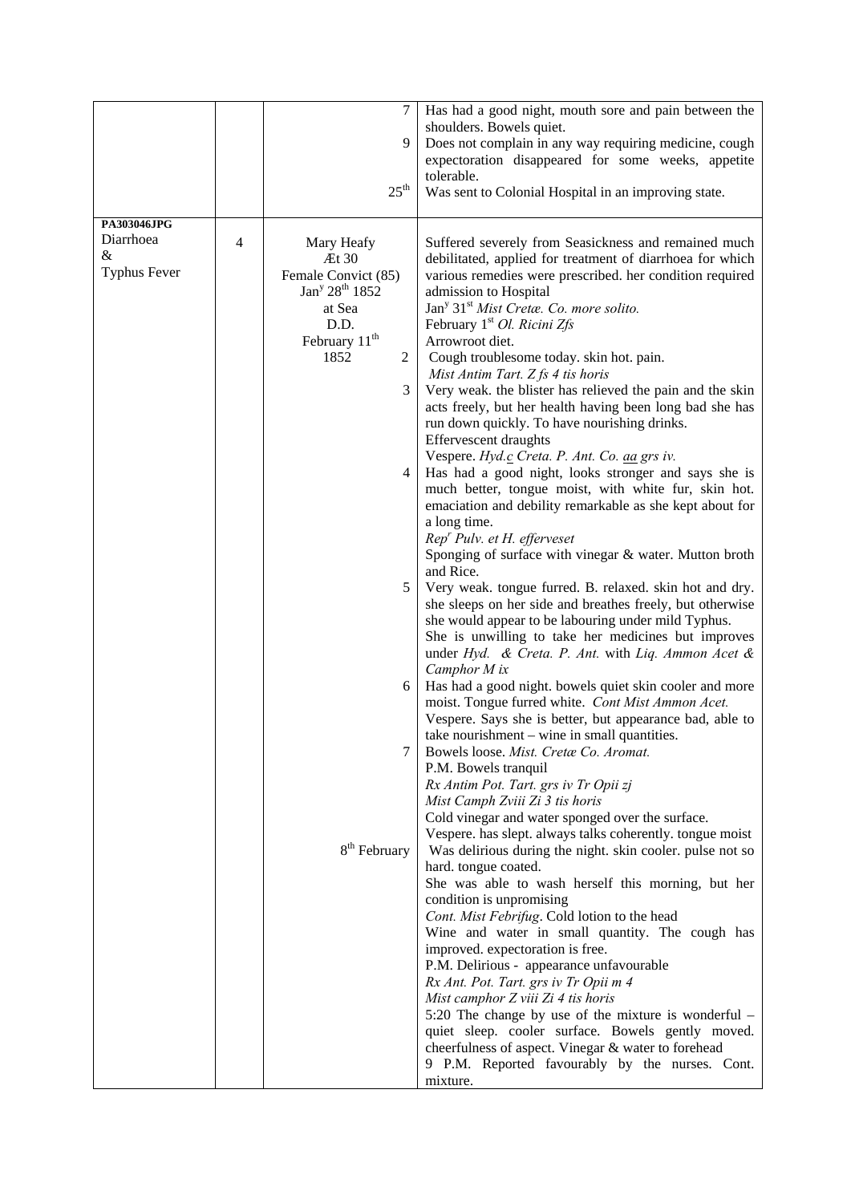| | | | |
|---|---|---|---|
| | | 7 | Has had a good night, mouth sore and pain between the shoulders. Bowels quiet. |
| | | 9 | Does not complain in any way requiring medicine, cough expectoration disappeared for some weeks, appetite tolerable. |
| | | 25th | Was sent to Colonial Hospital in an improving state. |
| **PA303046JPG**<br>Diarrhoea<br>&<br>Typhus Fever | 4 | Mary Heafy<br>Æt 30<br>Female Convict (85)<br>Jany 28th 1852<br>at Sea<br>D.D.<br>February 11th<br>1852 | Suffered severely from Seasickness and remained much debilitated, applied for treatment of diarrhoea for which various remedies were prescribed. her condition required admission to Hospital<br>Jany 31st *Mist Cretæ. Co. more solito.*<br>February 1st *Ol. Ricini Zfs*<br>Arrowroot diet. |
| | | 2 | Cough troublesome today. skin hot. pain.<br>*Mist Antim Tart. Z fs 4 tis horis* |
| | | 3 | Very weak. the blister has relieved the pain and the skin acts freely, but her health having been long bad she has run down quickly. To have nourishing drinks.<br>Effervescent draughts<br>Vespere. *Hyd.c Creta. P. Ant. Co. aa grs iv.* |
| | | 4 | Has had a good night, looks stronger and says she is much better, tongue moist, with white fur, skin hot. emaciation and debility remarkable as she kept about for a long time.<br>*Repr Pulv. et H. efferveset*<br>Sponging of surface with vinegar & water. Mutton broth and Rice. |
| | | 5 | Very weak. tongue furred. B. relaxed. skin hot and dry. she sleeps on her side and breathes freely, but otherwise she would appear to be labouring under mild Typhus. She is unwilling to take her medicines but improves under *Hyd. & Creta. P. Ant.* with *Liq. Ammon Acet & Camphor M ix* |
| | | 6 | Has had a good night. bowels quiet skin cooler and more moist. Tongue furred white. *Cont Mist Ammon Acet.*<br>Vespere. Says she is better, but appearance bad, able to take nourishment – wine in small quantities. |
| | | 7 | Bowels loose. *Mist. Cretæ Co. Aromat.*<br>P.M. Bowels tranquil<br>*Rx Antim Pot. Tart. grs iv Tr Opii zj*<br>*Mist Camph Zviii Zi 3 tis horis*<br>Cold vinegar and water sponged over the surface.<br>Vespere. has slept. always talks coherently. tongue moist |
| | | 8th February | Was delirious during the night. skin cooler. pulse not so hard. tongue coated.<br>She was able to wash herself this morning, but her condition is unpromising<br>*Cont. Mist Febrifug*. Cold lotion to the head<br>Wine and water in small quantity. The cough has improved. expectoration is free.<br>P.M. Delirious - appearance unfavourable<br>*Rx Ant. Pot. Tart. grs iv Tr Opii m 4*<br>*Mist camphor Z viii Zi 4 tis horis*<br>5:20 The change by use of the mixture is wonderful – quiet sleep. cooler surface. Bowels gently moved. cheerfulness of aspect. Vinegar & water to forehead<br>9 P.M. Reported favourably by the nurses. Cont. mixture. |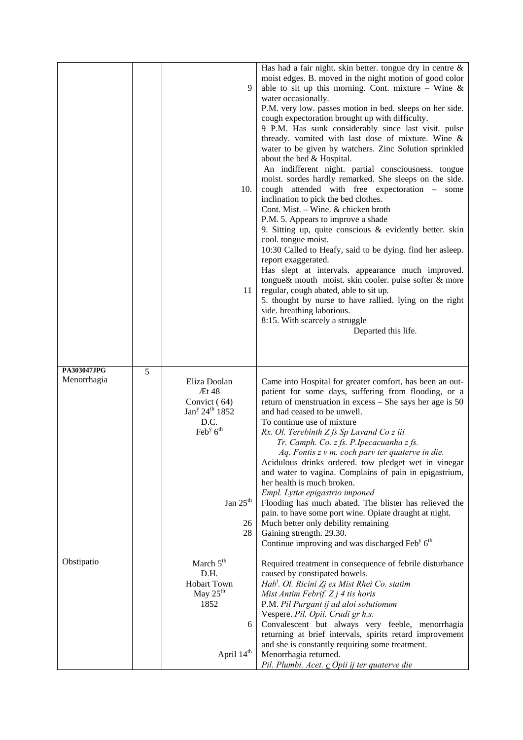| | | | |
|---|---|---|---|
| | | 9 | Has had a fair night. skin better. tongue dry in centre & moist edges. B. moved in the night motion of good color able to sit up this morning. Cont. mixture – Wine & water occasionally. P.M. very low. passes motion in bed. sleeps on her side. cough expectoration brought up with difficulty. 9 P.M. Has sunk considerably since last visit. pulse thready. vomited with last dose of mixture. Wine & water to be given by watchers. Zinc Solution sprinkled about the bed & Hospital. |
| | | 10. | An indifferent night. partial consciousness. tongue moist. sordes hardly remarked. She sleeps on the side. cough attended with free expectoration – some inclination to pick the bed clothes. Cont. Mist. – Wine. & chicken broth P.M. 5. Appears to improve a shade 9. Sitting up, quite conscious & evidently better. skin cool. tongue moist. 10:30 Called to Heafy, said to be dying. find her asleep. report exaggerated. |
| | | 11 | Has slept at intervals. appearance much improved. tongue& mouth moist. skin cooler. pulse softer & more regular, cough abated, able to sit up. 5. thought by nurse to have rallied. lying on the right side. breathing laborious. 8:15. With scarcely a struggle Departed this life. |
| **PA303047JPG** Menorrhagia | 5 | Eliza Doolan Ӕt 48 Convict ( 64) Jan$^{y}$ 24$^{th}$ 1852 D.C. Feb$^{y}$ 6$^{th}$ | Came into Hospital for greater comfort, has been an out-patient for some days, suffering from flooding, or a return of menstruation in excess – She says her age is 50 and had ceased to be unwell. To continue use of mixture *Rx. Ol. Terebinth Z fs Sp Lavand Co z iii Tr. Camph. Co. z fs. P.Ipecacuanha z fs. Aq. Fontis z v m. coch parv ter quaterve in die.* Acidulous drinks ordered. tow pledget wet in vinegar and water to vagina. Complains of pain in epigastrium, her health is much broken. *Empl. Lyttæ epigastrio imponed* |
| | | Jan 25$^{th}$ | Flooding has much abated. The blister has relieved the pain. to have some port wine. Opiate draught at night. |
| | | 26 | Much better only debility remaining |
| | | 28 | Gaining strength. 29.30. Continue improving and was discharged Feb$^{y}$ 6$^{th}$ |
| Obstipatio | | March 5$^{th}$ D.H. Hobart Town May 25$^{th}$ 1852 | Required treatment in consequence of febrile disturbance caused by constipated bowels. *Hab$^{t}$. Ol. Ricini Zj ex Mist Rhei Co. statim Mist Antim Febrif. Z j 4 tis horis* P.M. *Pil Purgant ij ad aloi solutionum* Vespere. *Pil. Opii. Crudi gr h.s.* |
| | | 6 | Convalescent but always very feeble, menorrhagia returning at brief intervals, spirits retard improvement and she is constantly requiring some treatment. |
| | | April 14$^{th}$ | Menorrhagia returned. *Pil. Plumbi. Acet. c Opii ij ter quaterve die* |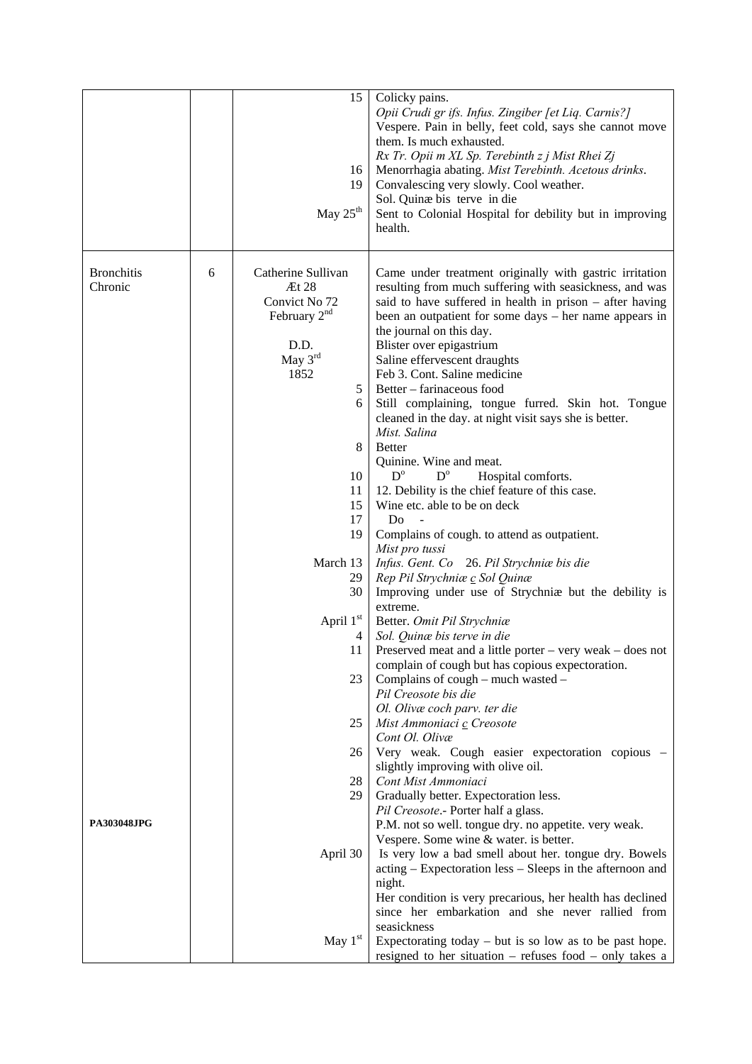| | | | |
|---|---|---|---|
| | | 15 | Colicky pains.<br>*Opii Crudi gr ifs. Infus. Zingiber [et Liq. Carnis?]*<br>Vespere. Pain in belly, feet cold, says she cannot move them. Is much exhausted.<br>*Rx Tr. Opii m XL Sp. Terebinth z j Mist Rhei Zj* |
| | | 16 | Menorrhagia abating. *Mist Terebinth. Acetous drinks*. |
| | | 19 | Convalescing very slowly. Cool weather.<br>Sol. Quinæ bis terve in die |
| | | May 25th | Sent to Colonial Hospital for debility but in improving health. |
| Bronchitis Chronic | 6 | Catherine Sullivan<br>Æt 28<br>Convict No 72<br>February 2nd<br><br>D.D.<br>May 3rd<br>1852 | Came under treatment originally with gastric irritation resulting from much suffering with seasickness, and was said to have suffered in health in prison – after having been an outpatient for some days – her name appears in the journal on this day.<br>Blister over epigastrium<br>Saline effervescent draughts<br>Feb 3. Cont. Saline medicine |
| | | 5 | Better – farinaceous food |
| | | 6 | Still complaining, tongue furred. Skin hot. Tongue cleaned in the day. at night visit says she is better.<br>*Mist. Salina* |
| | | 8 | Better<br>Quinine. Wine and meat. |
| | | 10 | Do Do Hospital comforts. |
| | | 11 | 12. Debility is the chief feature of this case. |
| | | 15 | Wine etc. able to be on deck |
| | | 17 | Do - |
| | | 19 | Complains of cough. to attend as outpatient.<br>*Mist pro tussi* |
| | | March 13 | *Infus. Gent. Co* 26. *Pil Strychniæ bis die* |
| | | 29 | *Rep Pil Strychniæ c Sol Quinæ* |
| | | 30 | Improving under use of Strychniæ but the debility is extreme. |
| | | April 1st | Better. *Omit Pil Strychniæ* |
| | | 4 | *Sol. Quinæ bis terve in die* |
| | | 11 | Preserved meat and a little porter – very weak – does not complain of cough but has copious expectoration. |
| | | 23 | Complains of cough – much wasted –<br>*Pil Creosote bis die*<br>*Ol. Olivæ coch parv. ter die* |
| | | 25 | *Mist Ammoniaci c Creosote*<br>*Cont Ol. Olivæ* |
| | | 26 | Very weak. Cough easier expectoration copious – slightly improving with olive oil. |
| | | 28 | *Cont Mist Ammoniaci* |
| **PA303048JPG** | | 29 | Gradually better. Expectoration less.<br>*Pil Creosote*.- Porter half a glass.<br>P.M. not so well. tongue dry. no appetite. very weak.<br>Vespere. Some wine & water. is better. |
| | | April 30 | Is very low a bad smell about her. tongue dry. Bowels acting – Expectoration less – Sleeps in the afternoon and night.<br>Her condition is very precarious, her health has declined since her embarkation and she never rallied from seasickness |
| | | May 1st | Expectorating today – but is so low as to be past hope. resigned to her situation – refuses food – only takes a |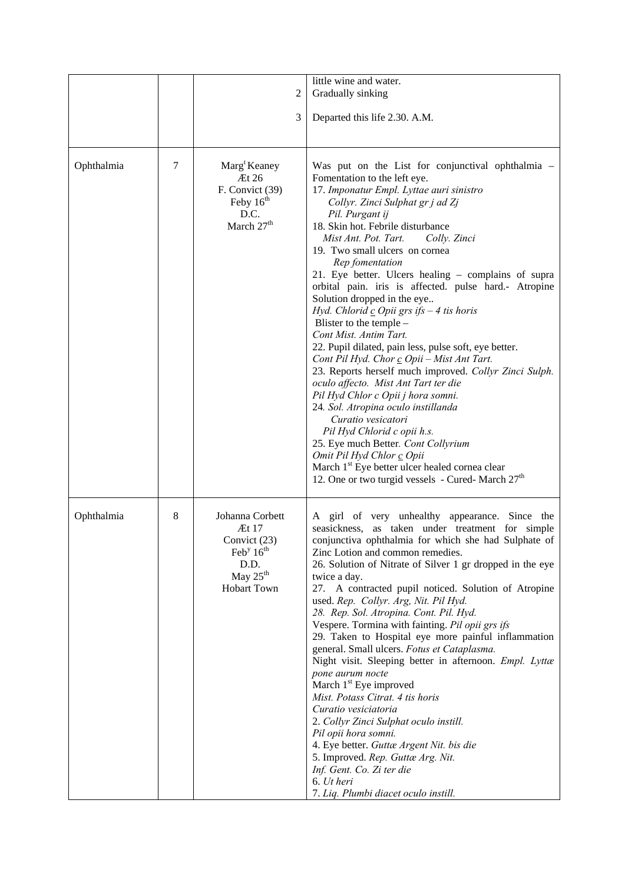|  |  |  |  |
|---|---|---|---|
|  |  | 2<br><br>3 | little wine and water.<br>Gradually sinking<br><br>Departed this life 2.30. A.M. |
| Ophthalmia | 7 | Marg[t] Keaney<br>Æt 26<br>F. Convict (39)<br>Feby 16[th]<br>D.C.<br>March 27[th] | Was put on the List for conjunctival ophthalmia – Fomentation to the left eye.<br>17. *Imponatur Empl. Lyttae auri sinistro*<br>*Collyr. Zinci Sulphat gr j ad Zj*<br>*Pil. Purgant ij*<br>18. Skin hot. Febrile disturbance<br>*Mist Ant. Pot. Tart. Colly. Zinci*<br>19. Two small ulcers on cornea<br>*Rep fomentation*<br>21. Eye better. Ulcers healing – complains of supra orbital pain. iris is affected. pulse hard.- Atropine Solution dropped in the eye..<br>*Hyd. Chlorid c Opii grs ifs – 4 tis horis*<br>Blister to the temple –<br>*Cont Mist. Antim Tart.*<br>22. Pupil dilated, pain less, pulse soft, eye better.<br>*Cont Pil Hyd. Chor c Opii – Mist Ant Tart.*<br>23. Reports herself much improved. *Collyr Zinci Sulph. oculo affecto. Mist Ant Tart ter die*<br>*Pil Hyd Chlor c Opii j hora somni.*<br>24. *Sol. Atropina oculo instillanda*<br>*Curatio vesicatori*<br>*Pil Hyd Chlorid c opii h.s.*<br>25. Eye much Better. *Cont Collyrium*<br>*Omit Pil Hyd Chlor c Opii*<br>March 1[st] Eye better ulcer healed cornea clear<br>12. One or two turgid vessels - Cured- March 27[th] |
| Ophthalmia | 8 | Johanna Corbett<br>Æt 17<br>Convict (23)<br>Feb[y] 16[th]<br>D.D.<br>May 25[th]<br>Hobart Town | A girl of very unhealthy appearance. Since the seasickness, as taken under treatment for simple conjunctiva ophthalmia for which she had Sulphate of Zinc Lotion and common remedies.<br>26. Solution of Nitrate of Silver 1 gr dropped in the eye twice a day.<br>27. A contracted pupil noticed. Solution of Atropine used. *Rep. Collyr. Arg, Nit. Pil Hyd.*<br>*28. Rep. Sol. Atropina. Cont. Pil. Hyd.*<br>Vespere. Tormina with fainting. *Pil opii grs ifs*<br>29. Taken to Hospital eye more painful inflammation general. Small ulcers. *Fotus et Cataplasma.*<br>Night visit. Sleeping better in afternoon. *Empl. Lyttæ pone aurum nocte*<br>March 1[st] Eye improved<br>*Mist. Potass Citrat. 4 tis horis*<br>*Curatio vesiciatoria*<br>2. *Collyr Zinci Sulphat oculo instill.*<br>*Pil opii hora somni.*<br>4. Eye better. *Guttæ Argent Nit. bis die*<br>5. Improved. *Rep. Guttæ Arg. Nit.*<br>*Inf. Gent. Co. Zi ter die*<br>6. *Ut heri*<br>7. *Liq. Plumbi diacet oculo instill.* |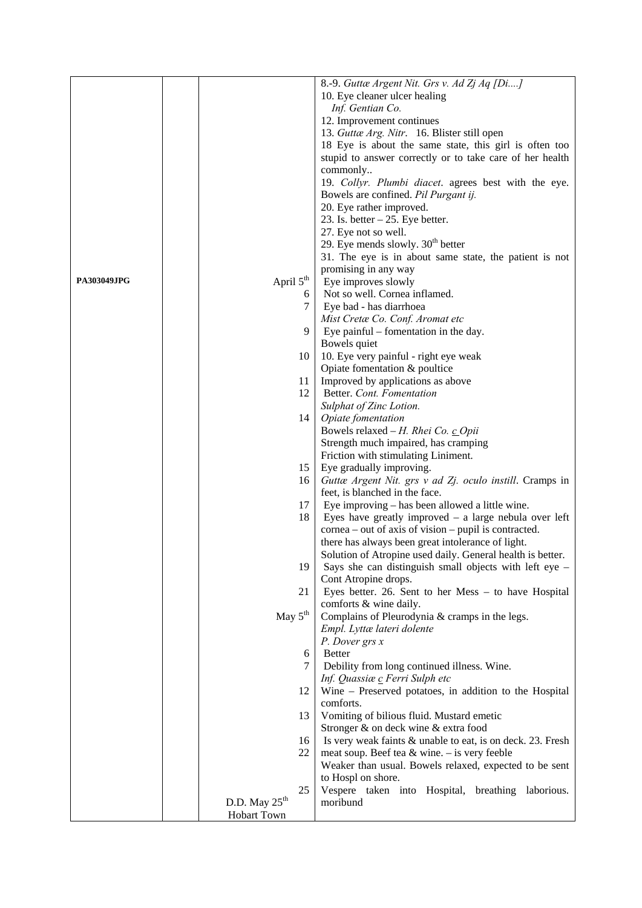| | | | |
|---|---|---|---|
| | | | 8.-9. *Guttæ Argent Nit. Grs v. Ad Zj Aq [Di....]* |
| | | | 10. Eye cleaner ulcer healing |
| | | | *Inf. Gentian Co.* |
| | | | 12. Improvement continues |
| | | | 13. *Guttæ Arg. Nitr*. 16. Blister still open |
| | | | 18 Eye is about the same state, this girl is often too stupid to answer correctly or to take care of her health commonly.. |
| | | | 19. *Collyr. Plumbi diacet*. agrees best with the eye. Bowels are confined. *Pil Purgant ij.* |
| | | | 20. Eye rather improved. |
| | | | 23. Is. better – 25. Eye better. |
| | | | 27. Eye not so well. |
| | | | 29. Eye mends slowly. 30th better |
| | | | 31. The eye is in about same state, the patient is not promising in any way |
| **PA303049JPG** | | April 5th | Eye improves slowly |
| | | 6 | Not so well. Cornea inflamed. |
| | | 7 | Eye bad - has diarrhoea |
| | | | *Mist Cretæ Co. Conf. Aromat etc* |
| | | 9 | Eye painful – fomentation in the day. |
| | | | Bowels quiet |
| | | 10 | 10. Eye very painful - right eye weak |
| | | | Opiate fomentation & poultice |
| | | 11 | Improved by applications as above |
| | | 12 | Better. *Cont. Fomentation* |
| | | | *Sulphat of Zinc Lotion.* |
| | | 14 | *Opiate fomentation* |
| | | | Bowels relaxed – *H. Rhei Co. c Opii* |
| | | | Strength much impaired, has cramping |
| | | | Friction with stimulating Liniment. |
| | | 15 | Eye gradually improving. |
| | | 16 | *Guttæ Argent Nit. grs v ad Zj. oculo instill*. Cramps in feet, is blanched in the face. |
| | | 17 | Eye improving – has been allowed a little wine. |
| | | 18 | Eyes have greatly improved – a large nebula over left cornea – out of axis of vision – pupil is contracted. |
| | | | there has always been great intolerance of light. |
| | | | Solution of Atropine used daily. General health is better. |
| | | 19 | Says she can distinguish small objects with left eye – Cont Atropine drops. |
| | | 21 | Eyes better. 26. Sent to her Mess – to have Hospital comforts & wine daily. |
| | | May 5th | Complains of Pleurodynia & cramps in the legs. |
| | | | *Empl. Lyttæ lateri dolente* |
| | | | *P. Dover grs x* |
| | | 6 | Better |
| | | 7 | Debility from long continued illness. Wine. |
| | | | *Inf. Quassiæ c Ferri Sulph etc* |
| | | 12 | Wine – Preserved potatoes, in addition to the Hospital comforts. |
| | | 13 | Vomiting of bilious fluid. Mustard emetic |
| | | | Stronger & on deck wine & extra food |
| | | 16 | Is very weak faints & unable to eat, is on deck. 23. Fresh |
| | | 22 | meat soup. Beef tea & wine. – is very feeble |
| | | | Weaker than usual. Bowels relaxed, expected to be sent to Hospl on shore. |
| | | 25 | Vespere taken into Hospital, breathing laborious. |
| | | D.D. May 25th | moribund |
| | | Hobart Town | |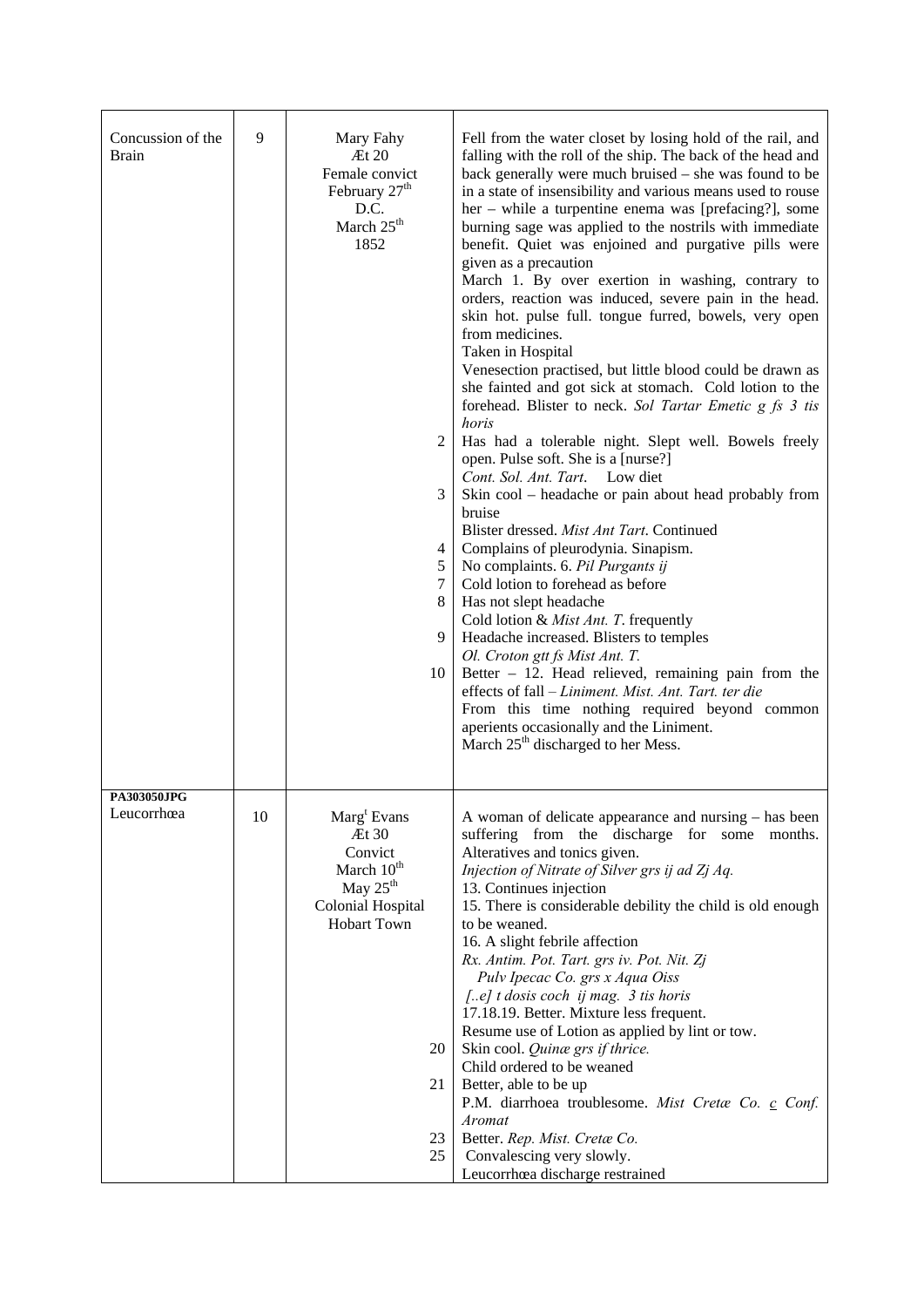| | | | |
|---|---|---|---|
| Concussion of the Brain | 9 | Mary Fahy<br>Æt 20<br>Female convict<br>February 27$^{th}$<br>D.C.<br>March 25$^{th}$<br>1852 | Fell from the water closet by losing hold of the rail, and falling with the roll of the ship. The back of the head and back generally were much bruised – she was found to be in a state of insensibility and various means used to rouse her – while a turpentine enema was [prefacing?], some burning sage was applied to the nostrils with immediate benefit. Quiet was enjoined and purgative pills were given as a precaution<br>March 1. By over exertion in washing, contrary to orders, reaction was induced, severe pain in the head. skin hot. pulse full. tongue furred, bowels, very open from medicines.<br>Taken in Hospital<br>Venesection practised, but little blood could be drawn as she fainted and got sick at stomach. Cold lotion to the forehead. Blister to neck. *Sol Tartar Emetic g fs 3 tis horis*<br>2 Has had a tolerable night. Slept well. Bowels freely open. Pulse soft. She is a [nurse?]<br>*Cont. Sol. Ant. Tart*. Low diet<br>3 Skin cool – headache or pain about head probably from bruise<br>Blister dressed. *Mist Ant Tart*. Continued<br>4 Complains of pleurodynia. Sinapism.<br>5 No complaints. 6. *Pil Purgants ij*<br>7 Cold lotion to forehead as before<br>8 Has not slept headache<br>Cold lotion & *Mist Ant. T*. frequently<br>9 Headache increased. Blisters to temples<br>*Ol. Croton gtt fs Mist Ant. T.*<br>10 Better – 12. Head relieved, remaining pain from the effects of fall – *Liniment. Mist. Ant. Tart. ter die*<br>From this time nothing required beyond common aperients occasionally and the Liniment.<br>March 25$^{th}$ discharged to her Mess. |
| **PA303050JPG**<br>Leucorrhœa | 10 | Marg$^{t}$ Evans<br>Æt 30<br>Convict<br>March 10$^{th}$<br>May 25$^{th}$<br>Colonial Hospital<br>Hobart Town | A woman of delicate appearance and nursing – has been suffering from the discharge for some months. Alteratives and tonics given.<br>*Injection of Nitrate of Silver grs ij ad Zj Aq.*<br>13. Continues injection<br>15. There is considerable debility the child is old enough to be weaned.<br>16. A slight febrile affection<br>*Rx. Antim. Pot. Tart. grs iv. Pot. Nit. Zj*<br>*Pulv Ipecac Co. grs x Aqua Oiss*<br>*[..e] t dosis coch ij mag. 3 tis horis*<br>17.18.19. Better. Mixture less frequent.<br>Resume use of Lotion as applied by lint or tow.<br>20 Skin cool. *Quinæ grs if thrice.*<br>Child ordered to be weaned<br>21 Better, able to be up<br>P.M. diarrhoea troublesome. *Mist Cretæ Co. c Conf. Aromat*<br>23 Better. *Rep. Mist. Cretæ Co.*<br>25 Convalescing very slowly.<br>Leucorrhœa discharge restrained |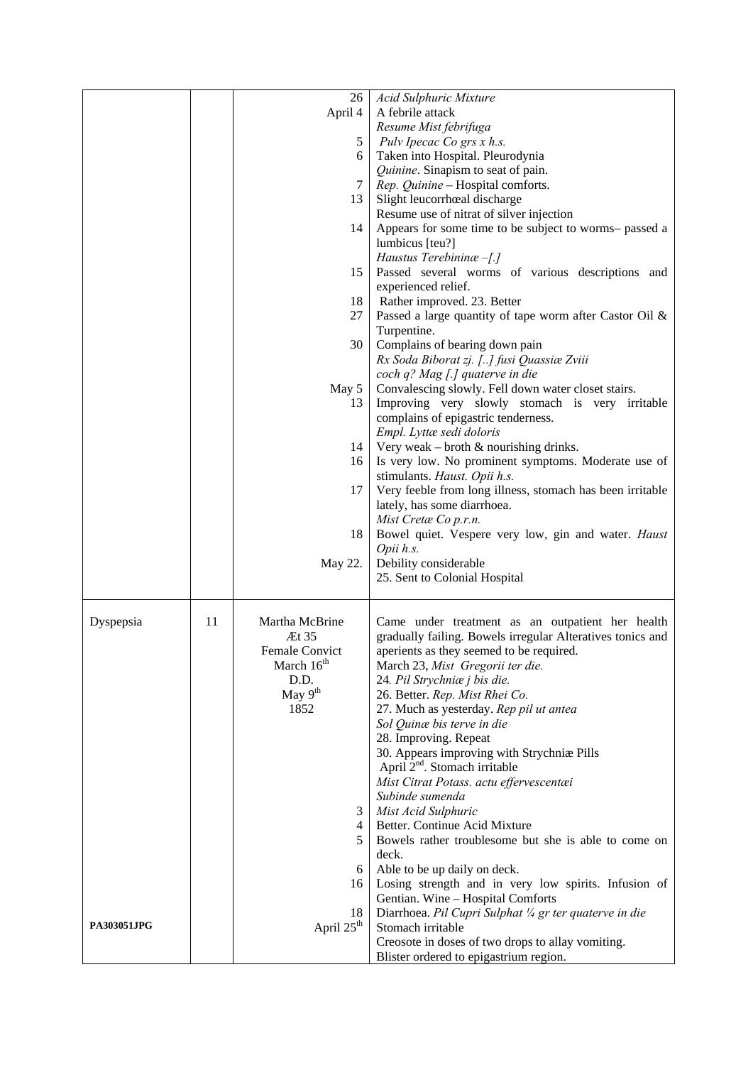| | | | |
|---|---|---|---|
| | | 26<br>April 4<br><br>5<br>6<br><br>7<br>13<br><br>14<br><br><br>15<br><br>18<br>27<br><br>30<br><br><br>May 5<br>13<br><br><br>14<br>16<br><br>17<br><br><br>18<br><br>May 22. | *Acid Sulphuric Mixture*<br>A febrile attack<br>*Resume Mist febrifuga*<br>*Pulv Ipecac Co grs x h.s.*<br>Taken into Hospital. Pleurodynia<br>*Quinine*. Sinapism to seat of pain.<br>*Rep. Quinine* – Hospital comforts.<br>Slight leucorrhœal discharge<br>Resume use of nitrat of silver injection<br>Appears for some time to be subject to worms– passed a lumbicus [teu?]<br>*Haustus Terebininæ –[.]*<br>Passed several worms of various descriptions and experienced relief.<br>Rather improved. 23. Better<br>Passed a large quantity of tape worm after Castor Oil & Turpentine.<br>Complains of bearing down pain<br>*Rx Soda Biborat zj. [..] fusi Quassiæ Zviii*<br>*coch q? Mag [.] quaterve in die*<br>Convalescing slowly. Fell down water closet stairs.<br>Improving very slowly stomach is very irritable complains of epigastric tenderness.<br>*Empl. Lyttæ sedi doloris*<br>Very weak – broth & nourishing drinks.<br>Is very low. No prominent symptoms. Moderate use of stimulants. *Haust. Opii h.s.*<br>Very feeble from long illness, stomach has been irritable lately, has some diarrhoea.<br>*Mist Cretæ Co p.r.n.*<br>Bowel quiet. Vespere very low, gin and water. *Haust Opii h.s.*<br>Debility considerable<br>25. Sent to Colonial Hospital |
| Dyspepsia<br><br><br><br><br><br><br><br><br><br><br><br><br><br><br><br><br><br><br><br><br><br><br>**PA303051JPG** | 11 | Martha McBrine<br>Æt 35<br>Female Convict<br>March 16th<br>D.D.<br>May 9th<br>1852<br><br><br><br><br><br><br><br><br><br>3<br>4<br>5<br><br>6<br>16<br><br>18<br>April 25th | Came under treatment as an outpatient her health gradually failing. Bowels irregular Alteratives tonics and aperients as they seemed to be required.<br>March 23, *Mist Gregorii ter die.*<br>24*. Pil Strychniæ j bis die.*<br>26. Better. *Rep. Mist Rhei Co.*<br>27. Much as yesterday. *Rep pil ut antea*<br>*Sol Quinæ bis terve in die*<br>28. Improving. Repeat<br>30. Appears improving with Strychniæ Pills<br>April 2nd. Stomach irritable<br>*Mist Citrat Potass. actu effervescentæi*<br>*Subinde sumenda*<br>*Mist Acid Sulphuric*<br>Better. Continue Acid Mixture<br>Bowels rather troublesome but she is able to come on deck.<br>Able to be up daily on deck.<br>Losing strength and in very low spirits. Infusion of Gentian. Wine – Hospital Comforts<br>Diarrhoea. *Pil Cupri Sulphat ¼ gr ter quaterve in die*<br>Stomach irritable<br>Creosote in doses of two drops to allay vomiting.<br>Blister ordered to epigastrium region. |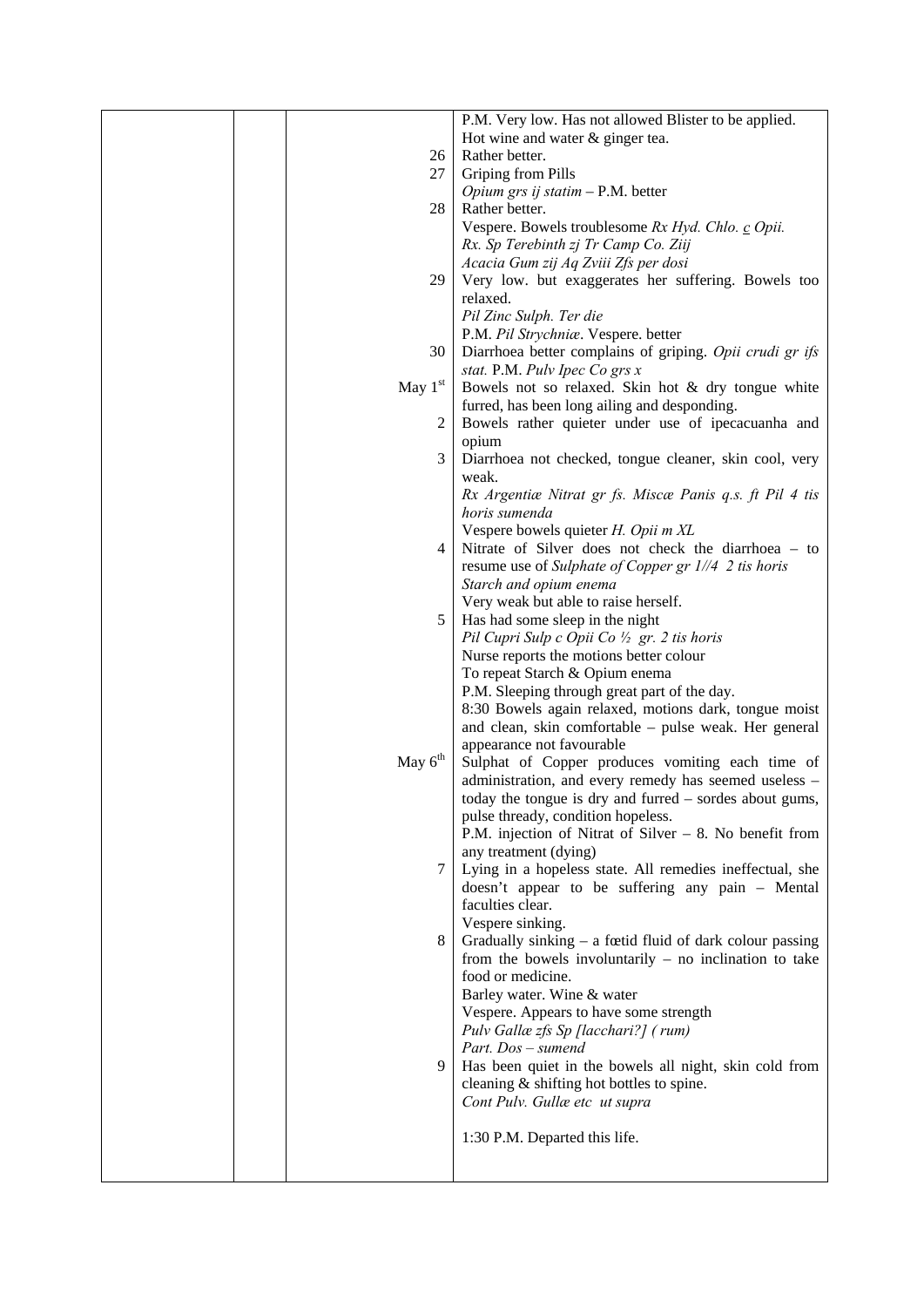| | | | |
|---|---|---|---|
| | | | P.M. Very low. Has not allowed Blister to be applied.<br>Hot wine and water & ginger tea. |
| | | 26 | Rather better. |
| | | 27 | Griping from Pills<br>*Opium grs ij statim* – P.M. better |
| | | 28 | Rather better.<br>Vespere. Bowels troublesome *Rx Hyd. Chlo. c Opii.*<br>*Rx. Sp Terebinth zj Tr Camp Co. Ziij*<br>*Acacia Gum zij Aq Zviii Zfs per dosi* |
| | | 29 | Very low. but exaggerates her suffering. Bowels too relaxed.<br>*Pil Zinc Sulph. Ter die*<br>P.M. *Pil Strychniæ*. Vespere. better |
| | | 30 | Diarrhoea better complains of griping. *Opii crudi gr ifs stat.* P.M. *Pulv Ipec Co grs x* |
| | | May 1[st] | Bowels not so relaxed. Skin hot & dry tongue white furred, has been long ailing and desponding. |
| | | 2 | Bowels rather quieter under use of ipecacuanha and opium |
| | | 3 | Diarrhoea not checked, tongue cleaner, skin cool, very weak.<br>*Rx Argentiæ Nitrat gr fs. Miscæ Panis q.s. ft Pil 4 tis horis sumenda*<br>Vespere bowels quieter *H. Opii m XL* |
| | | 4 | Nitrate of Silver does not check the diarrhoea – to resume use of *Sulphate of Copper gr 1//4 2 tis horis*<br>*Starch and opium enema*<br>Very weak but able to raise herself. |
| | | 5 | Has had some sleep in the night<br>*Pil Cupri Sulp c Opii Co ½ gr. 2 tis horis*<br>Nurse reports the motions better colour<br>To repeat Starch & Opium enema<br>P.M. Sleeping through great part of the day.<br>8:30 Bowels again relaxed, motions dark, tongue moist and clean, skin comfortable – pulse weak. Her general appearance not favourable |
| | | May 6[th] | Sulphat of Copper produces vomiting each time of administration, and every remedy has seemed useless – today the tongue is dry and furred – sordes about gums, pulse thready, condition hopeless.<br>P.M. injection of Nitrat of Silver – 8. No benefit from any treatment (dying) |
| | | 7 | Lying in a hopeless state. All remedies ineffectual, she doesn't appear to be suffering any pain – Mental faculties clear.<br>Vespere sinking. |
| | | 8 | Gradually sinking – a fœtid fluid of dark colour passing from the bowels involuntarily – no inclination to take food or medicine.<br>Barley water. Wine & water<br>Vespere. Appears to have some strength<br>*Pulv Gallæ zfs Sp [lacchari?] ( rum)*<br>*Part. Dos – sumend* |
| | | 9 | Has been quiet in the bowels all night, skin cold from cleaning & shifting hot bottles to spine.<br>*Cont Pulv. Gullæ etc ut supra*<br><br>1:30 P.M. Departed this life. |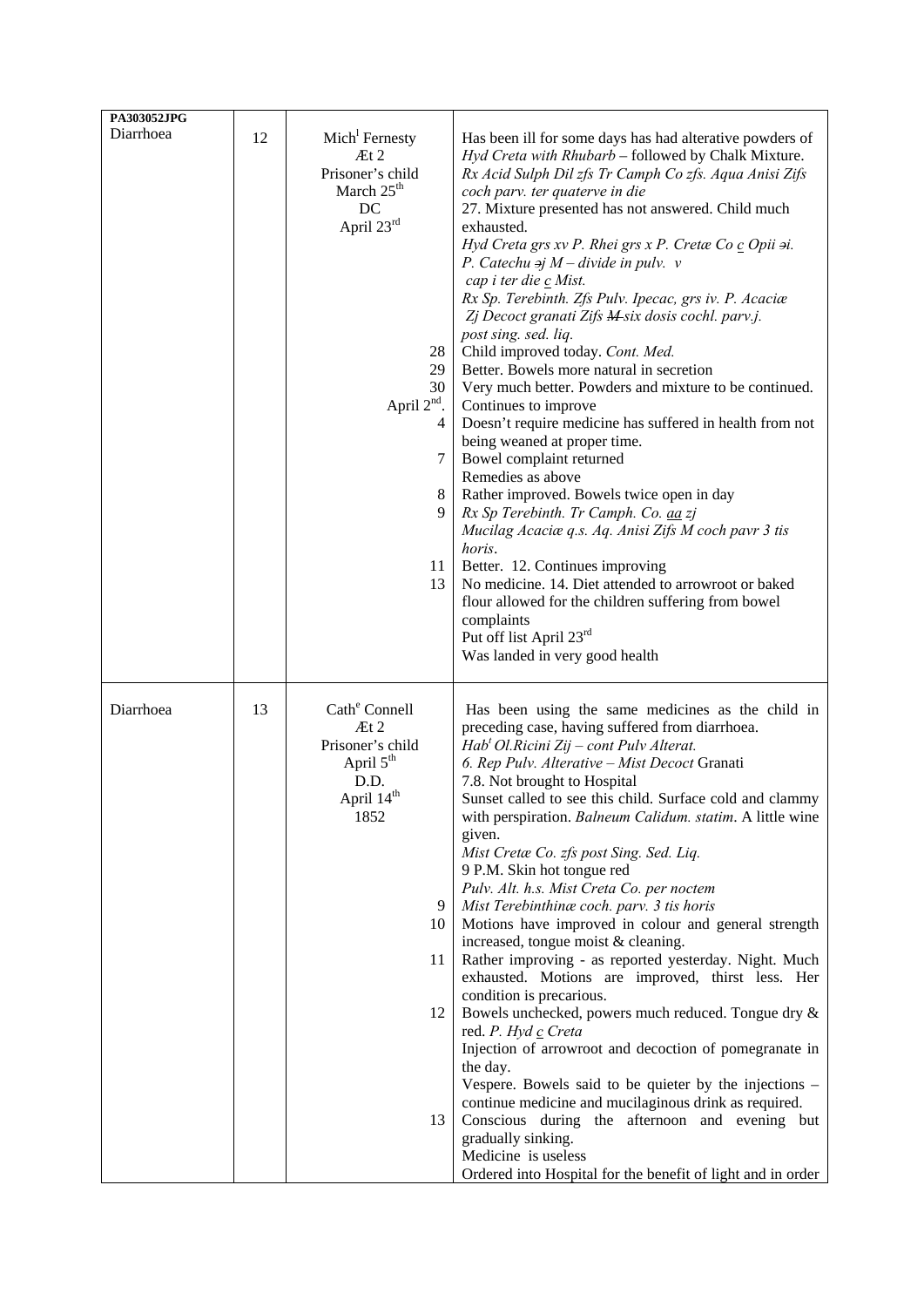| PA303052JPG Diarrhoea | 12 | Mich[l] Fernesty Æt 2 Prisoner's child March 25[th] DC April 23[rd] | Has been ill for some days has had alterative powders of *Hyd Creta with Rhubarb* – followed by Chalk Mixture. *Rx Acid Sulph Dil ʒfs Tr Camph Co ʒfs. Aqua Anisi ℥fs coch parv. ter quaterve in die* |
|---|---|---|---|
| | | | 27. Mixture presented has not answered. Child much exhausted. *Hyd Creta grs xv P. Rhei grs x P. Cretæ Co c̲ Opii ℈i. P. Catechu ℈j M – divide in pulv. v cap i ter die c̲ Mist. Rx Sp. Terebinth. ʒfs Pulv. Ipecac, grs iv. P. Acaciæ ʒj Decoct granati ℥fs ~~M~~ six dosis cochl. parv.j. post sing. sed. liq.* |
| | | 28 | Child improved today. *Cont. Med.* |
| | | 29 | Better. Bowels more natural in secretion |
| | | 30 | Very much better. Powders and mixture to be continued. |
| | | April 2[nd]. | Continues to improve |
| | | 4 | Doesn't require medicine has suffered in health from not being weaned at proper time. |
| | | 7 | Bowel complaint returned Remedies as above |
| | | 8 | Rather improved. Bowels twice open in day |
| | | 9 | *Rx Sp Terebinth. Tr Camph. Co. a̲a̲ ʒj Mucilag Acaciæ q.s. Aq. Anisi ℥fs M coch pavr 3 tis horis*. |
| | | 11 | Better. 12. Continues improving |
| | | 13 | No medicine. 14. Diet attended to arrowroot or baked flour allowed for the children suffering from bowel complaints Put off list April 23[rd] Was landed in very good health |
| Diarrhoea | 13 | Cath[e] Connell Æt 2 Prisoner's child April 5[th] D.D. April 14[th] 1852 | Has been using the same medicines as the child in preceding case, having suffered from diarrhoea. *Hab[t] Ol.Ricini ʒij – cont Pulv Alterat.* *6. Rep Pulv. Alterative – Mist Decoct* Granati 7.8. Not brought to Hospital Sunset called to see this child. Surface cold and clammy with perspiration. *Balneum Calidum. statim*. A little wine given. *Mist Cretæ Co. ʒfs post Sing. Sed. Liq.* 9 P.M. Skin hot tongue red *Pulv. Alt. h.s. Mist Creta Co. per noctem* |
| | | 9 | *Mist Terebinthinæ coch. parv. 3 tis horis* |
| | | 10 | Motions have improved in colour and general strength increased, tongue moist & cleaning. |
| | | 11 | Rather improving - as reported yesterday. Night. Much exhausted. Motions are improved, thirst less. Her condition is precarious. |
| | | 12 | Bowels unchecked, powers much reduced. Tongue dry & red. *P. Hyd c̲ Creta* Injection of arrowroot and decoction of pomegranate in the day. Vespere. Bowels said to be quieter by the injections – continue medicine and mucilaginous drink as required. |
| | | 13 | Conscious during the afternoon and evening but gradually sinking. Medicine is useless Ordered into Hospital for the benefit of light and in order |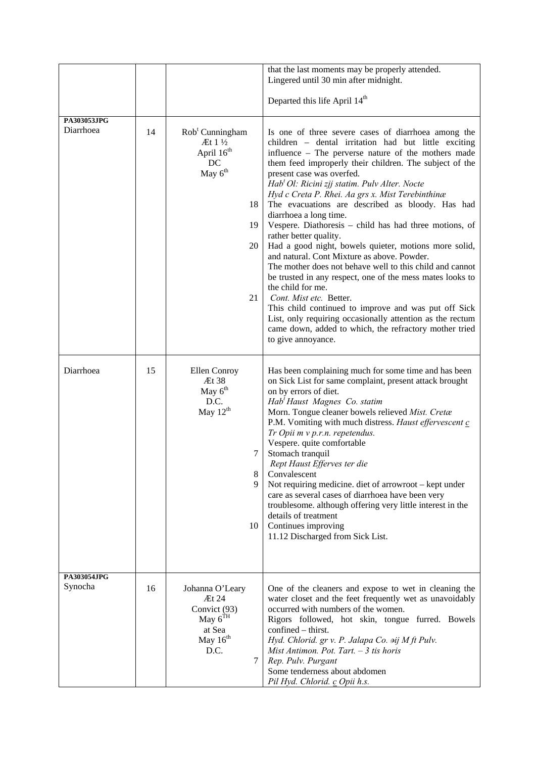| | | | |
|---|---|---|---|
| | | | that the last moments may be properly attended. Lingered until 30 min after midnight.<br><br>Departed this life April 14th |
| **PA303053JPG**<br>Diarrhoea | 14 | Robt Cunningham<br>Æt 1 ½<br>April 16th<br>DC<br>May 6th<br><br><br><br><br><br>18<br><br>19<br><br>20<br><br><br><br><br><br>21 | Is one of three severe cases of diarrhoea among the children – dental irritation had but little exciting influence – The perverse nature of the mothers made them feed improperly their children. The subject of the present case was overfed.<br>*Habt Ol: Ricini zjj statim. Pulv Alter. Nocte*<br>*Hyd c Creta P. Rhei. Aa grs x. Mist Terebinthinæ*<br>The evacuations are described as bloody. Has had diarrhoea a long time.<br>Vespere. Diathoresis – child has had three motions, of rather better quality.<br>Had a good night, bowels quieter, motions more solid, and natural. Cont Mixture as above. Powder.<br>The mother does not behave well to this child and cannot be trusted in any respect, one of the mess mates looks to the child for me.<br>*Cont. Mist etc.* Better.<br>This child continued to improve and was put off Sick List, only requiring occasionally attention as the rectum came down, added to which, the refractory mother tried to give annoyance. |
| Diarrhoea | 15 | Ellen Conroy<br>Æt 38<br>May 6th<br>D.C.<br>May 12th<br><br><br><br><br><br>7<br><br>8<br>9<br><br><br><br>10 | Has been complaining much for some time and has been on Sick List for same complaint, present attack brought on by errors of diet.<br>*Habt Haust Magnes Co. statim*<br>Morn. Tongue cleaner bowels relieved *Mist. Cretæ*<br>P.M. Vomiting with much distress. *Haust effervescent c Tr Opii m v p.r.n. repetendus.*<br>Vespere. quite comfortable<br>Stomach tranquil<br>*Rept Haust Efferves ter die*<br>Convalescent<br>Not requiring medicine. diet of arrowroot – kept under care as several cases of diarrhoea have been very troublesome. although offering very little interest in the details of treatment<br>Continues improving<br>11.12 Discharged from Sick List. |
| **PA303054JPG**<br>Synocha | 16 | Johanna O'Leary<br>Æt 24<br>Convict (93)<br>May 6TH<br>at Sea<br>May 16th<br>D.C.<br>7 | One of the cleaners and expose to wet in cleaning the water closet and the feet frequently wet as unavoidably occurred with numbers of the women.<br>Rigors followed, hot skin, tongue furred. Bowels confined – thirst.<br>*Hyd. Chlorid. gr v. P. Jalapa Co. ∋ij M ft Pulv.*<br>*Mist Antimon. Pot. Tart. – 3 tis horis*<br>*Rep. Pulv. Purgant*<br>Some tenderness about abdomen<br>*Pil Hyd. Chlorid. c Opii h.s.* |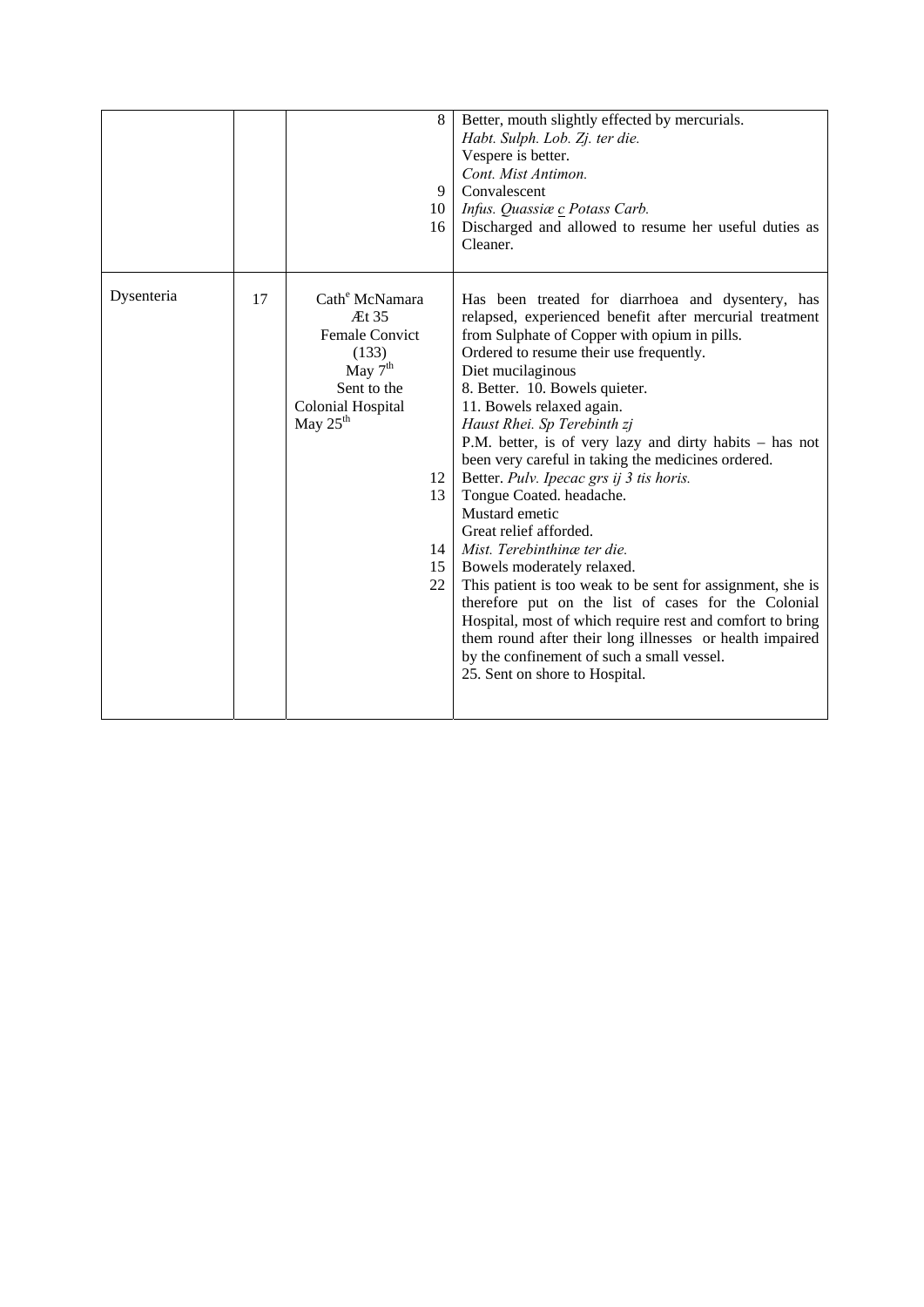| | | | |
|---|---|---|---|
| | | 8<br><br><br><br>9<br>10<br>16 | Better, mouth slightly effected by mercurials.<br>*Habt. Sulph. Lob. Zj. ter die.*<br>Vespere is better.<br>*Cont. Mist Antimon.*<br>Convalescent<br>*Infus. Quassiæ c Potass Carb.*<br>Discharged and allowed to resume her useful duties as Cleaner. |
| Dysenteria | 17 | Cath[e] McNamara<br>Æt 35<br>Female Convict<br>(133)<br>May 7[th]<br>Sent to the Colonial Hospital<br>May 25[th]<br><br><br><br><br>12<br>13<br><br><br>14<br>15<br>22 | Has been treated for diarrhoea and dysentery, has relapsed, experienced benefit after mercurial treatment from Sulphate of Copper with opium in pills.<br>Ordered to resume their use frequently.<br>Diet mucilaginous<br>8. Better. 10. Bowels quieter.<br>11. Bowels relaxed again.<br>*Haust Rhei. Sp Terebinth zj*<br>P.M. better, is of very lazy and dirty habits – has not been very careful in taking the medicines ordered.<br>Better. *Pulv. Ipecac grs ij 3 tis horis.*<br>Tongue Coated. headache.<br>Mustard emetic<br>Great relief afforded.<br>*Mist. Terebinthinæ ter die.*<br>Bowels moderately relaxed.<br>This patient is too weak to be sent for assignment, she is therefore put on the list of cases for the Colonial Hospital, most of which require rest and comfort to bring them round after their long illnesses or health impaired by the confinement of such a small vessel.<br>25. Sent on shore to Hospital. |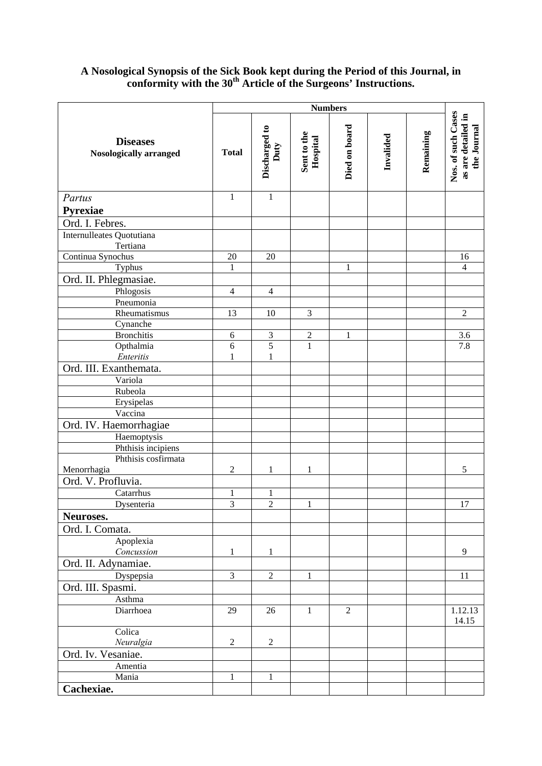**A Nosological Synopsis of the Sick Book kept during the Period of this Journal, in conformity with the 30th Article of the Surgeons' Instructions.**

| Diseases Nosologically arranged | Numbers | | | | | | Nos. of such Cases as are detailed in the Journal |
|---|---|---|---|---|---|---|---|
| | Total | Discharged to Duty | Sent to the Hospital | Died on board | Invalided | Remaining | |
| *Partus* | 1 | 1 | | | | | |
| **Pyrexiae** | | | | | | | |
| Ord. I. Febres. | | | | | | | |
| Internulleates Quotutiana Tertiana | | | | | | | |
| Continua Synochus | 20 | 20 | | | | | 16 |
| Typhus | 1 | | | 1 | | | 4 |
| Ord. II. Phlegmasiae. | | | | | | | |
| Phlogosis | 4 | 4 | | | | | |
| Pneumonia | | | | | | | |
| Rheumatismus | 13 | 10 | 3 | | | | 2 |
| Cynanche | | | | | | | |
| Bronchitis | 6 | 3 | 2 | 1 | | | 3.6 |
| Opthalmia | 6 | 5 | 1 | | | | 7.8 |
| *Enteritis* | 1 | 1 | | | | | |
| Ord. III. Exanthemata. | | | | | | | |
| Variola | | | | | | | |
| Rubeola | | | | | | | |
| Erysipelas | | | | | | | |
| Vaccina | | | | | | | |
| Ord. IV. Haemorrhagiae | | | | | | | |
| Haemoptysis | | | | | | | |
| Phthisis incipiens | | | | | | | |
| Phthisis cosfirmata | | | | | | | |
| Menorrhagia | 2 | 1 | 1 | | | | 5 |
| Ord. V. Profluvia. | | | | | | | |
| Catarrhus | 1 | 1 | | | | | |
| Dysenteria | 3 | 2 | 1 | | | | 17 |
| **Neuroses.** | | | | | | | |
| Ord. I. Comata. | | | | | | | |
| Apoplexia | | | | | | | |
| *Concussion* | 1 | 1 | | | | | 9 |
| Ord. II. Adynamiae. | | | | | | | |
| Dyspepsia | 3 | 2 | 1 | | | | 11 |
| Ord. III. Spasmi. | | | | | | | |
| Asthma | | | | | | | |
| Diarrhoea | 29 | 26 | 1 | 2 | | | 1.12.13 14.15 |
| Colica | | | | | | | |
| *Neuralgia* | 2 | 2 | | | | | |
| Ord. Iv. Vesaniae. | | | | | | | |
| Amentia | | | | | | | |
| Mania | 1 | 1 | | | | | |
| **Cachexiae.** | | | | | | | |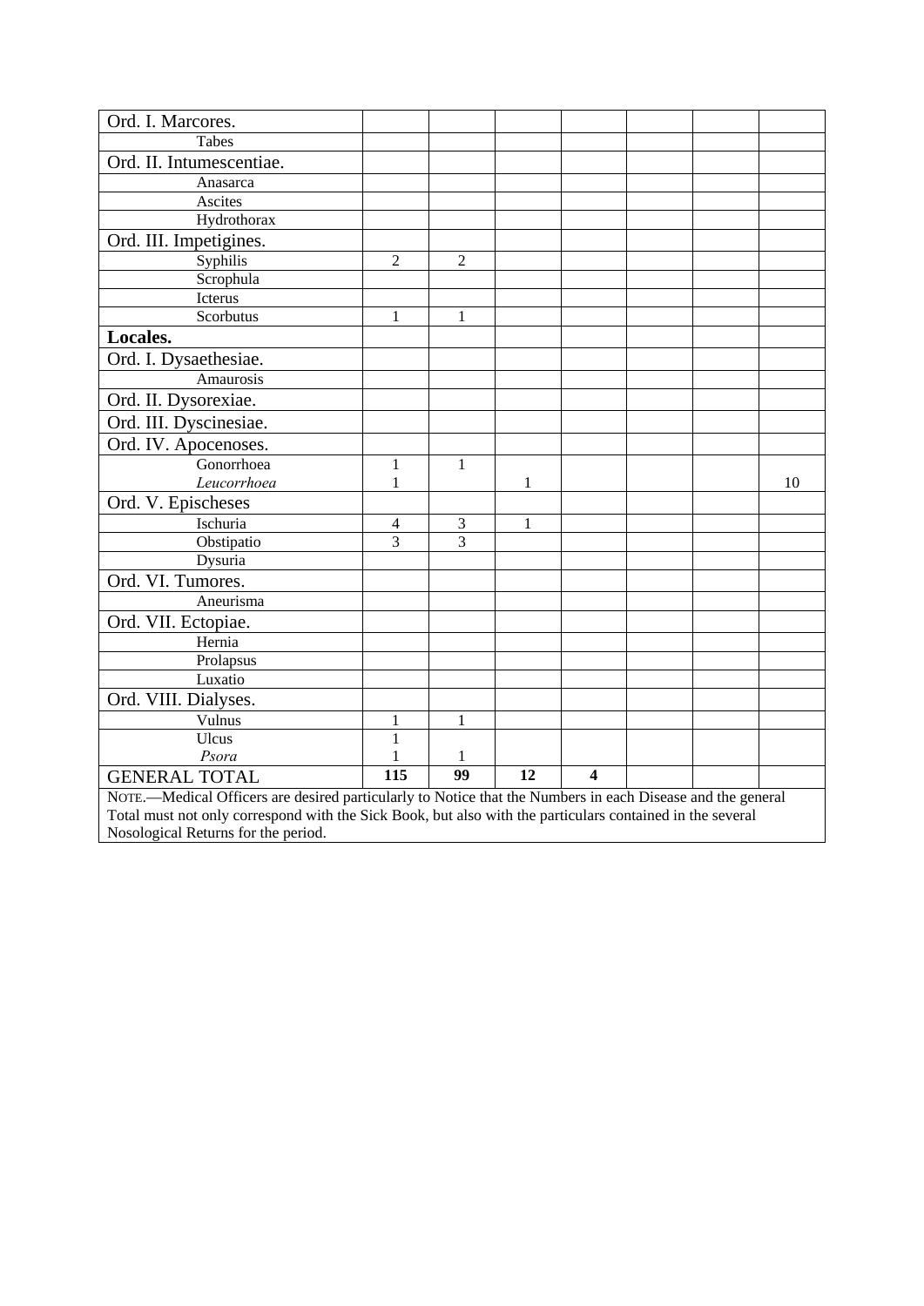| | | | | | | | |
|---|---|---|---|---|---|---|---|
| Ord. I. Marcores. | | | | | | | |
| Tabes | | | | | | | |
| Ord. II. Intumescentiae. | | | | | | | |
| Anasarca | | | | | | | |
| Ascites | | | | | | | |
| Hydrothorax | | | | | | | |
| Ord. III. Impetigines. | | | | | | | |
| Syphilis | 2 | 2 | | | | | |
| Scrophula | | | | | | | |
| Icterus | | | | | | | |
| Scorbutus | 1 | 1 | | | | | |
| **Locales.** | | | | | | | |
| Ord. I. Dysaethesiae. | | | | | | | |
| Amaurosis | | | | | | | |
| Ord. II. Dysorexiae. | | | | | | | |
| Ord. III. Dyscinesiae. | | | | | | | |
| Ord. IV. Apocenoses. | | | | | | | |
| Gonorrhoea | 1 | 1 | | | | | |
| *Leucorrhoea* | 1 | | 1 | | | | 10 |
| Ord. V. Epischeses | | | | | | | |
| Ischuria | 4 | 3 | 1 | | | | |
| Obstipatio | 3 | 3 | | | | | |
| Dysuria | | | | | | | |
| Ord. VI. Tumores. | | | | | | | |
| Aneurisma | | | | | | | |
| Ord. VII. Ectopiae. | | | | | | | |
| Hernia | | | | | | | |
| Prolapsus | | | | | | | |
| Luxatio | | | | | | | |
| Ord. VIII. Dialyses. | | | | | | | |
| Vulnus | 1 | 1 | | | | | |
| Ulcus | 1 | | | | | | |
| *Psora* | 1 | 1 | | | | | |
| GENERAL TOTAL | **115** | **99** | **12** | **4** | | | |

NOTE.—Medical Officers are desired particularly to Notice that the Numbers in each Disease and the general Total must not only correspond with the Sick Book, but also with the particulars contained in the several Nosological Returns for the period.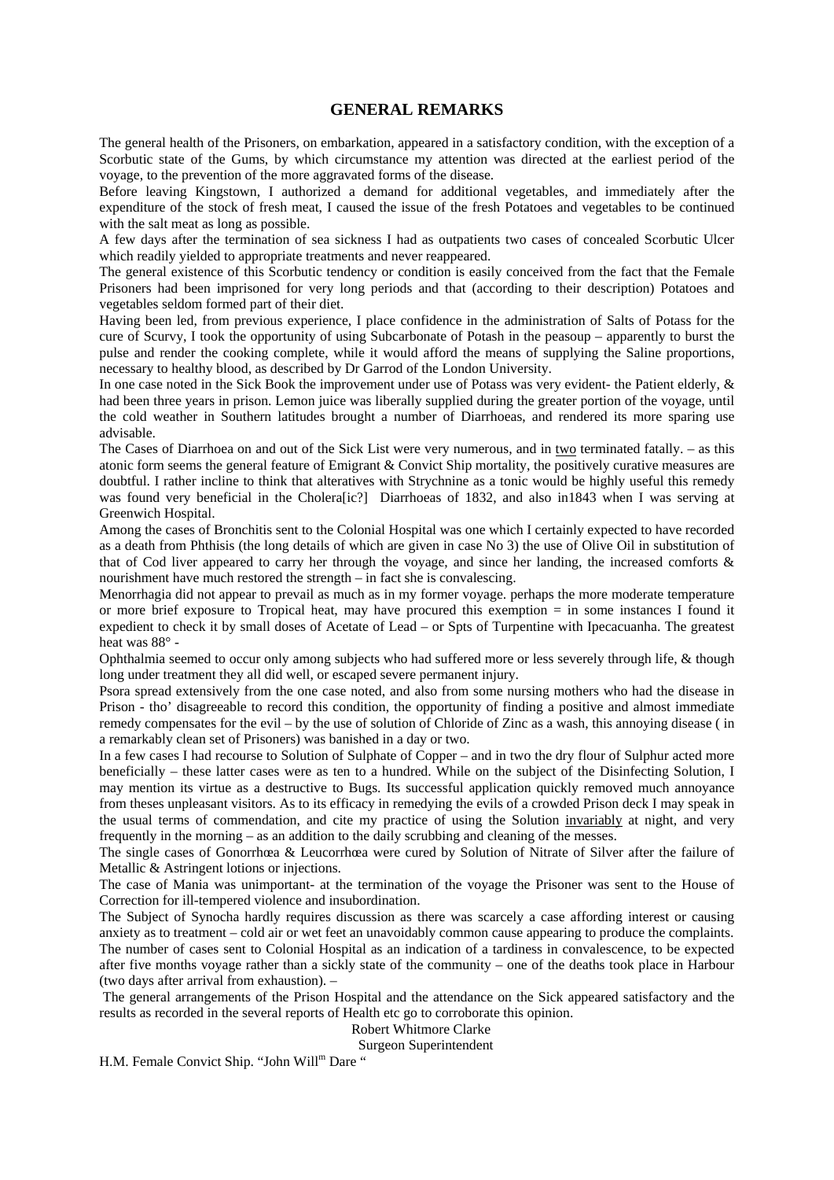## GENERAL REMARKS

The general health of the Prisoners, on embarkation, appeared in a satisfactory condition, with the exception of a Scorbutic state of the Gums, by which circumstance my attention was directed at the earliest period of the voyage, to the prevention of the more aggravated forms of the disease.

Before leaving Kingstown, I authorized a demand for additional vegetables, and immediately after the expenditure of the stock of fresh meat, I caused the issue of the fresh Potatoes and vegetables to be continued with the salt meat as long as possible.

A few days after the termination of sea sickness I had as outpatients two cases of concealed Scorbutic Ulcer which readily yielded to appropriate treatments and never reappeared.

The general existence of this Scorbutic tendency or condition is easily conceived from the fact that the Female Prisoners had been imprisoned for very long periods and that (according to their description) Potatoes and vegetables seldom formed part of their diet.

Having been led, from previous experience, I place confidence in the administration of Salts of Potass for the cure of Scurvy, I took the opportunity of using Subcarbonate of Potash in the peasoup – apparently to burst the pulse and render the cooking complete, while it would afford the means of supplying the Saline proportions, necessary to healthy blood, as described by Dr Garrod of the London University.

In one case noted in the Sick Book the improvement under use of Potass was very evident- the Patient elderly, & had been three years in prison. Lemon juice was liberally supplied during the greater portion of the voyage, until the cold weather in Southern latitudes brought a number of Diarrhoeas, and rendered its more sparing use advisable.

The Cases of Diarrhoea on and out of the Sick List were very numerous, and in <u>two</u> terminated fatally. – as this atonic form seems the general feature of Emigrant & Convict Ship mortality, the positively curative measures are doubtful. I rather incline to think that alteratives with Strychnine as a tonic would be highly useful this remedy was found very beneficial in the Cholera[ic?] Diarrhoeas of 1832, and also in1843 when I was serving at Greenwich Hospital.

Among the cases of Bronchitis sent to the Colonial Hospital was one which I certainly expected to have recorded as a death from Phthisis (the long details of which are given in case No 3) the use of Olive Oil in substitution of that of Cod liver appeared to carry her through the voyage, and since her landing, the increased comforts & nourishment have much restored the strength – in fact she is convalescing.

Menorrhagia did not appear to prevail as much as in my former voyage. perhaps the more moderate temperature or more brief exposure to Tropical heat, may have procured this exemption = in some instances I found it expedient to check it by small doses of Acetate of Lead – or Spts of Turpentine with Ipecacuanha. The greatest heat was 88° -

Ophthalmia seemed to occur only among subjects who had suffered more or less severely through life, & though long under treatment they all did well, or escaped severe permanent injury.

Psora spread extensively from the one case noted, and also from some nursing mothers who had the disease in Prison - tho' disagreeable to record this condition, the opportunity of finding a positive and almost immediate remedy compensates for the evil – by the use of solution of Chloride of Zinc as a wash, this annoying disease ( in a remarkably clean set of Prisoners) was banished in a day or two.

In a few cases I had recourse to Solution of Sulphate of Copper – and in two the dry flour of Sulphur acted more beneficially – these latter cases were as ten to a hundred. While on the subject of the Disinfecting Solution, I may mention its virtue as a destructive to Bugs. Its successful application quickly removed much annoyance from theses unpleasant visitors. As to its efficacy in remedying the evils of a crowded Prison deck I may speak in the usual terms of commendation, and cite my practice of using the Solution <u>invariably</u> at night, and very frequently in the morning – as an addition to the daily scrubbing and cleaning of the messes.

The single cases of Gonorrhœa & Leucorrhœa were cured by Solution of Nitrate of Silver after the failure of Metallic & Astringent lotions or injections.

The case of Mania was unimportant- at the termination of the voyage the Prisoner was sent to the House of Correction for ill-tempered violence and insubordination.

The Subject of Synocha hardly requires discussion as there was scarcely a case affording interest or causing anxiety as to treatment – cold air or wet feet an unavoidably common cause appearing to produce the complaints. The number of cases sent to Colonial Hospital as an indication of a tardiness in convalescence, to be expected after five months voyage rather than a sickly state of the community – one of the deaths took place in Harbour (two days after arrival from exhaustion). –

The general arrangements of the Prison Hospital and the attendance on the Sick appeared satisfactory and the results as recorded in the several reports of Health etc go to corroborate this opinion.

Robert Whitmore Clarke
Surgeon Superintendent

H.M. Female Convict Ship. "John Will[m] Dare "